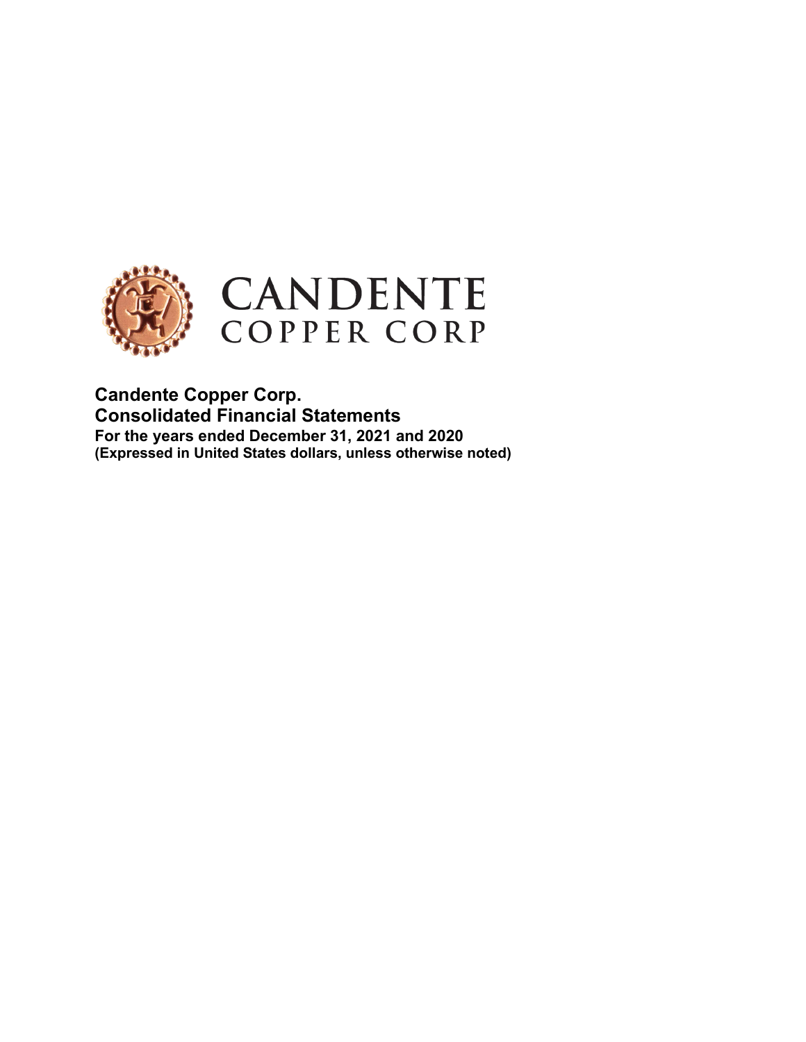# Candente Copper Corp.

## Consolidated Financial Statements

**For the years ended December 31, 2021 and 2020**

**(Expressed in United States dollars, unless otherwise noted)**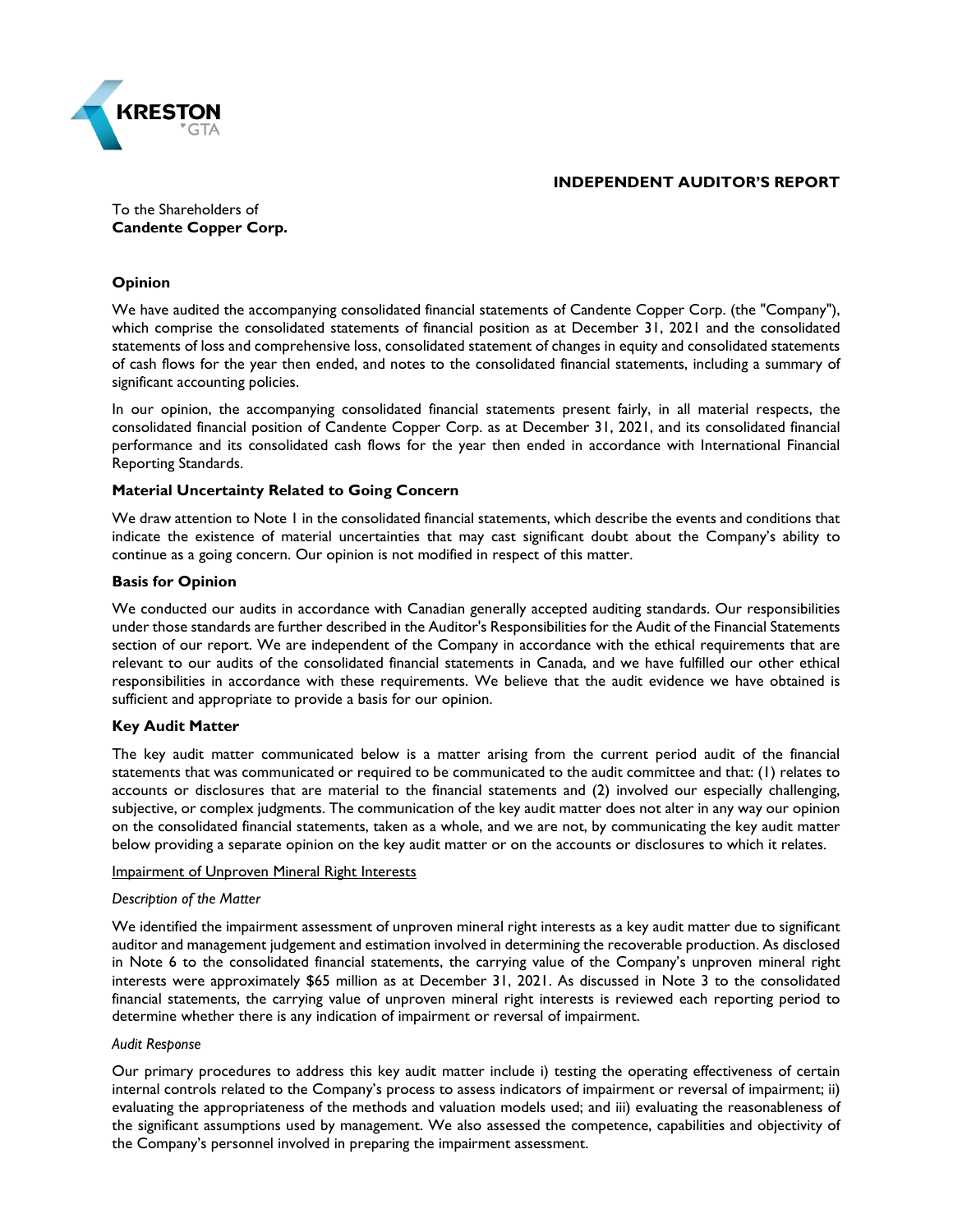KRESTON GTA

## INDEPENDENT AUDITOR'S REPORT

To the Shareholders of
**Candente Copper Corp.**

### Opinion

We have audited the accompanying consolidated financial statements of Candente Copper Corp. (the "Company"), which comprise the consolidated statements of financial position as at December 31, 2021 and the consolidated statements of loss and comprehensive loss, consolidated statement of changes in equity and consolidated statements of cash flows for the year then ended, and notes to the consolidated financial statements, including a summary of significant accounting policies.

In our opinion, the accompanying consolidated financial statements present fairly, in all material respects, the consolidated financial position of Candente Copper Corp. as at December 31, 2021, and its consolidated financial performance and its consolidated cash flows for the year then ended in accordance with International Financial Reporting Standards.

### Material Uncertainty Related to Going Concern

We draw attention to Note 1 in the consolidated financial statements, which describe the events and conditions that indicate the existence of material uncertainties that may cast significant doubt about the Company's ability to continue as a going concern. Our opinion is not modified in respect of this matter.

### Basis for Opinion

We conducted our audits in accordance with Canadian generally accepted auditing standards. Our responsibilities under those standards are further described in the Auditor's Responsibilities for the Audit of the Financial Statements section of our report. We are independent of the Company in accordance with the ethical requirements that are relevant to our audits of the consolidated financial statements in Canada, and we have fulfilled our other ethical responsibilities in accordance with these requirements. We believe that the audit evidence we have obtained is sufficient and appropriate to provide a basis for our opinion.

### Key Audit Matter

The key audit matter communicated below is a matter arising from the current period audit of the financial statements that was communicated or required to be communicated to the audit committee and that: (1) relates to accounts or disclosures that are material to the financial statements and (2) involved our especially challenging, subjective, or complex judgments. The communication of the key audit matter does not alter in any way our opinion on the consolidated financial statements, taken as a whole, and we are not, by communicating the key audit matter below providing a separate opinion on the key audit matter or on the accounts or disclosures to which it relates.

Impairment of Unproven Mineral Right Interests

*Description of the Matter*

We identified the impairment assessment of unproven mineral right interests as a key audit matter due to significant auditor and management judgement and estimation involved in determining the recoverable production. As disclosed in Note 6 to the consolidated financial statements, the carrying value of the Company's unproven mineral right interests were approximately $65 million as at December 31, 2021. As discussed in Note 3 to the consolidated financial statements, the carrying value of unproven mineral right interests is reviewed each reporting period to determine whether there is any indication of impairment or reversal of impairment.

*Audit Response*

Our primary procedures to address this key audit matter include i) testing the operating effectiveness of certain internal controls related to the Company's process to assess indicators of impairment or reversal of impairment; ii) evaluating the appropriateness of the methods and valuation models used; and iii) evaluating the reasonableness of the significant assumptions used by management. We also assessed the competence, capabilities and objectivity of the Company's personnel involved in preparing the impairment assessment.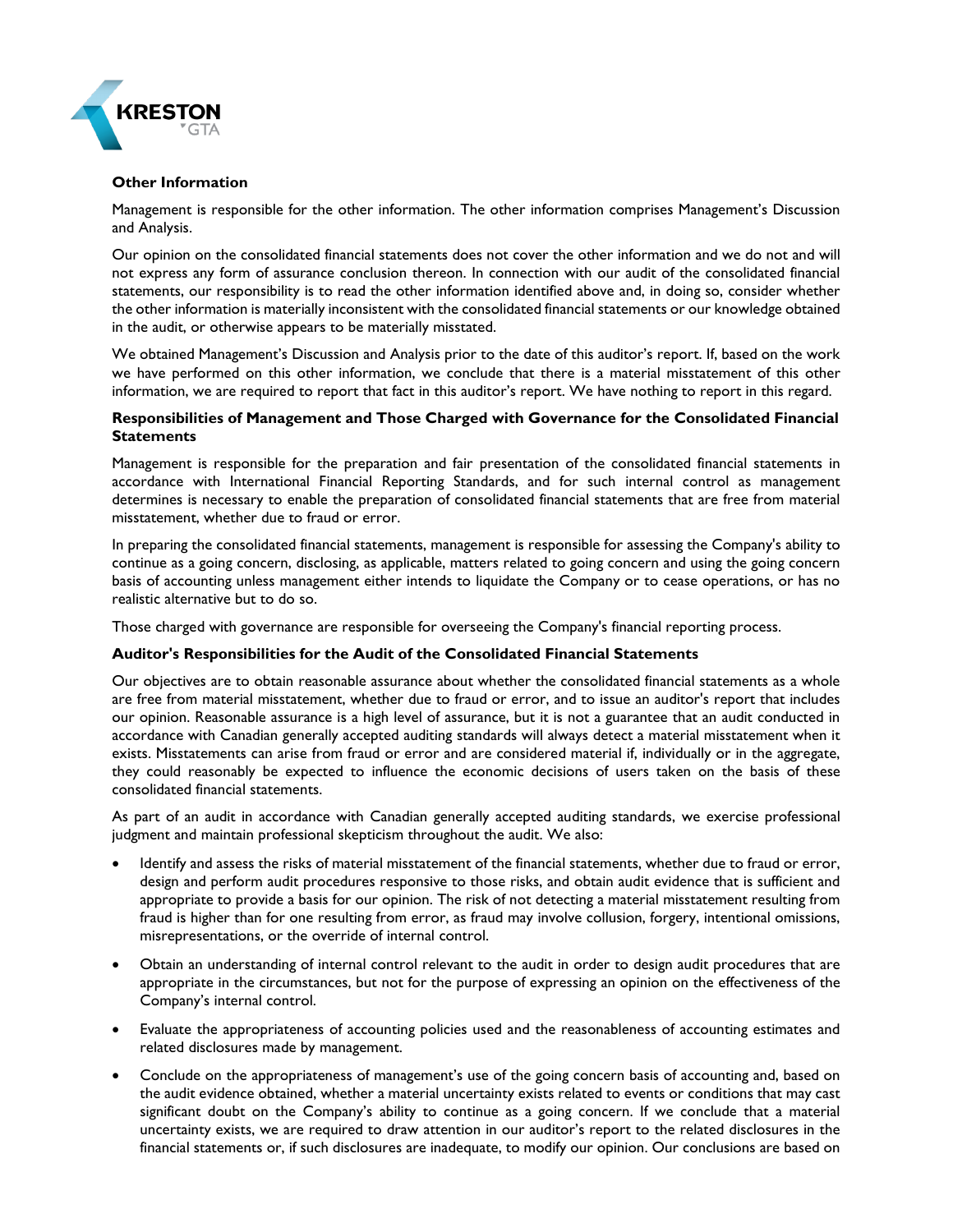### Other Information

Management is responsible for the other information. The other information comprises Management's Discussion and Analysis.

Our opinion on the consolidated financial statements does not cover the other information and we do not and will not express any form of assurance conclusion thereon. In connection with our audit of the consolidated financial statements, our responsibility is to read the other information identified above and, in doing so, consider whether the other information is materially inconsistent with the consolidated financial statements or our knowledge obtained in the audit, or otherwise appears to be materially misstated.

We obtained Management's Discussion and Analysis prior to the date of this auditor's report. If, based on the work we have performed on this other information, we conclude that there is a material misstatement of this other information, we are required to report that fact in this auditor's report. We have nothing to report in this regard.

### Responsibilities of Management and Those Charged with Governance for the Consolidated Financial Statements

Management is responsible for the preparation and fair presentation of the consolidated financial statements in accordance with International Financial Reporting Standards, and for such internal control as management determines is necessary to enable the preparation of consolidated financial statements that are free from material misstatement, whether due to fraud or error.

In preparing the consolidated financial statements, management is responsible for assessing the Company's ability to continue as a going concern, disclosing, as applicable, matters related to going concern and using the going concern basis of accounting unless management either intends to liquidate the Company or to cease operations, or has no realistic alternative but to do so.

Those charged with governance are responsible for overseeing the Company's financial reporting process.

### Auditor's Responsibilities for the Audit of the Consolidated Financial Statements

Our objectives are to obtain reasonable assurance about whether the consolidated financial statements as a whole are free from material misstatement, whether due to fraud or error, and to issue an auditor's report that includes our opinion. Reasonable assurance is a high level of assurance, but it is not a guarantee that an audit conducted in accordance with Canadian generally accepted auditing standards will always detect a material misstatement when it exists. Misstatements can arise from fraud or error and are considered material if, individually or in the aggregate, they could reasonably be expected to influence the economic decisions of users taken on the basis of these consolidated financial statements.

As part of an audit in accordance with Canadian generally accepted auditing standards, we exercise professional judgment and maintain professional skepticism throughout the audit. We also:

- Identify and assess the risks of material misstatement of the financial statements, whether due to fraud or error, design and perform audit procedures responsive to those risks, and obtain audit evidence that is sufficient and appropriate to provide a basis for our opinion. The risk of not detecting a material misstatement resulting from fraud is higher than for one resulting from error, as fraud may involve collusion, forgery, intentional omissions, misrepresentations, or the override of internal control.
- Obtain an understanding of internal control relevant to the audit in order to design audit procedures that are appropriate in the circumstances, but not for the purpose of expressing an opinion on the effectiveness of the Company's internal control.
- Evaluate the appropriateness of accounting policies used and the reasonableness of accounting estimates and related disclosures made by management.
- Conclude on the appropriateness of management's use of the going concern basis of accounting and, based on the audit evidence obtained, whether a material uncertainty exists related to events or conditions that may cast significant doubt on the Company's ability to continue as a going concern. If we conclude that a material uncertainty exists, we are required to draw attention in our auditor's report to the related disclosures in the financial statements or, if such disclosures are inadequate, to modify our opinion. Our conclusions are based on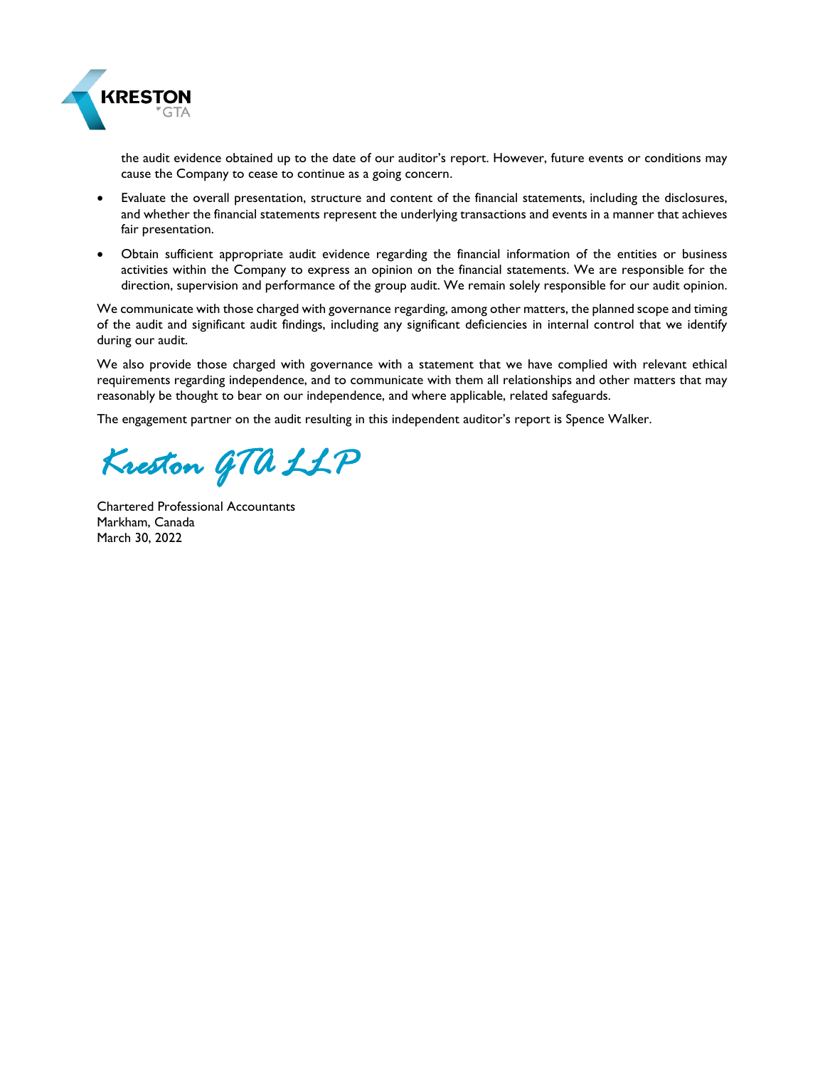the audit evidence obtained up to the date of our auditor's report. However, future events or conditions may cause the Company to cease to continue as a going concern.

- Evaluate the overall presentation, structure and content of the financial statements, including the disclosures, and whether the financial statements represent the underlying transactions and events in a manner that achieves fair presentation.
- Obtain sufficient appropriate audit evidence regarding the financial information of the entities or business activities within the Company to express an opinion on the financial statements. We are responsible for the direction, supervision and performance of the group audit. We remain solely responsible for our audit opinion.

We communicate with those charged with governance regarding, among other matters, the planned scope and timing of the audit and significant audit findings, including any significant deficiencies in internal control that we identify during our audit.

We also provide those charged with governance with a statement that we have complied with relevant ethical requirements regarding independence, and to communicate with them all relationships and other matters that may reasonably be thought to bear on our independence, and where applicable, related safeguards.

The engagement partner on the audit resulting in this independent auditor's report is Spence Walker.

*Kreston GTA LLP*

Chartered Professional Accountants
Markham, Canada
March 30, 2022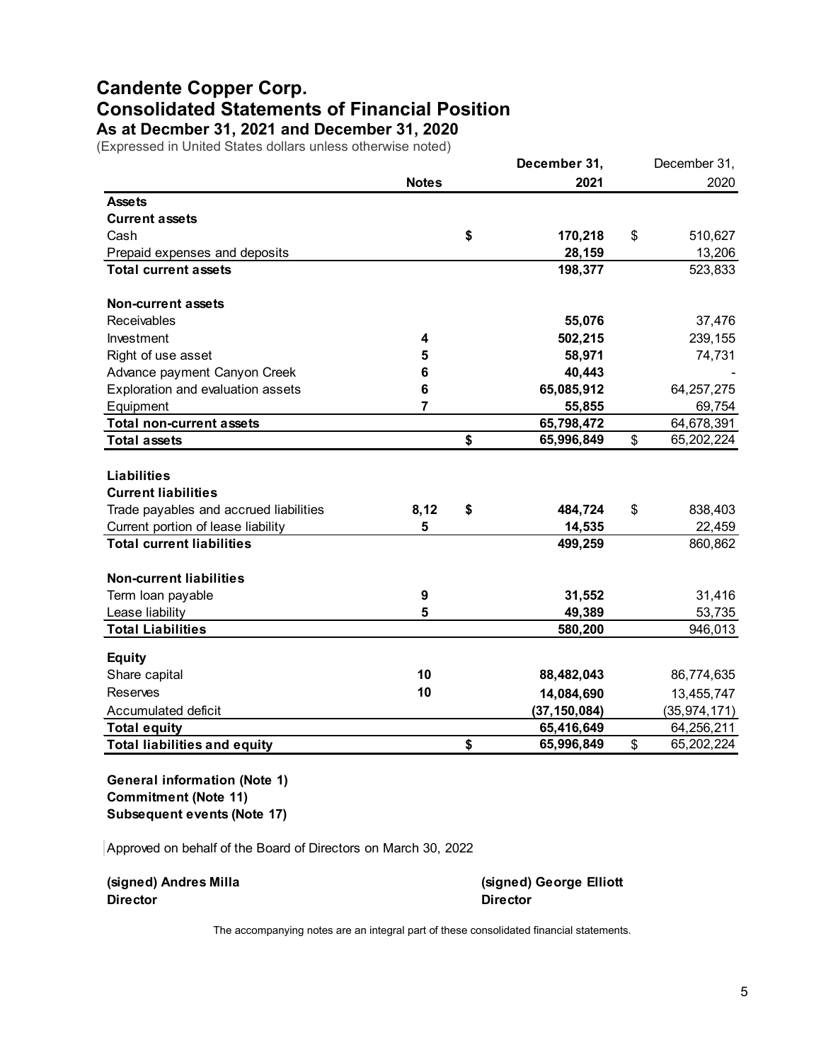# Candente Copper Corp.
# Consolidated Statements of Financial Position
## As at Decmber 31, 2021 and December 31, 2020

(Expressed in United States dollars unless otherwise noted)

| | Notes | December 31, 2021 | December 31, 2020 |
|---|---|---|---|
| **Assets** | | | |
| **Current assets** | | | |
| Cash | | **$ 170,218** | $ 510,627 |
| Prepaid expenses and deposits | | **28,159** | 13,206 |
| **Total current assets** | | **198,377** | 523,833 |
| | | | |
| **Non-current assets** | | | |
| Receivables | | **55,076** | 37,476 |
| Investment | **4** | **502,215** | 239,155 |
| Right of use asset | **5** | **58,971** | 74,731 |
| Advance payment Canyon Creek | **6** | **40,443** | - |
| Exploration and evaluation assets | **6** | **65,085,912** | 64,257,275 |
| Equipment | **7** | **55,855** | 69,754 |
| **Total non-current assets** | | **65,798,472** | 64,678,391 |
| **Total assets** | | **$ 65,996,849** | $ 65,202,224 |
| | | | |
| **Liabilities** | | | |
| **Current liabilities** | | | |
| Trade payables and accrued liabilities | **8,12** | **$ 484,724** | $ 838,403 |
| Current portion of lease liability | **5** | **14,535** | 22,459 |
| **Total current liabilities** | | **499,259** | 860,862 |
| | | | |
| **Non-current liabilities** | | | |
| Term loan payable | **9** | **31,552** | 31,416 |
| Lease liability | **5** | **49,389** | 53,735 |
| **Total Liabilities** | | **580,200** | 946,013 |
| | | | |
| **Equity** | | | |
| Share capital | **10** | **88,482,043** | 86,774,635 |
| Reserves | **10** | **14,084,690** | 13,455,747 |
| Accumulated deficit | | **(37,150,084)** | (35,974,171) |
| **Total equity** | | **65,416,649** | 64,256,211 |
| **Total liabilities and equity** | | **$ 65,996,849** | $ 65,202,224 |

**General information (Note 1)**
**Commitment (Note 11)**
**Subsequent events (Note 17)**

Approved on behalf of the Board of Directors on March 30, 2022

**(signed) Andres Milla**
**Director**

**(signed) George Elliott**
**Director**

The accompanying notes are an integral part of these consolidated financial statements.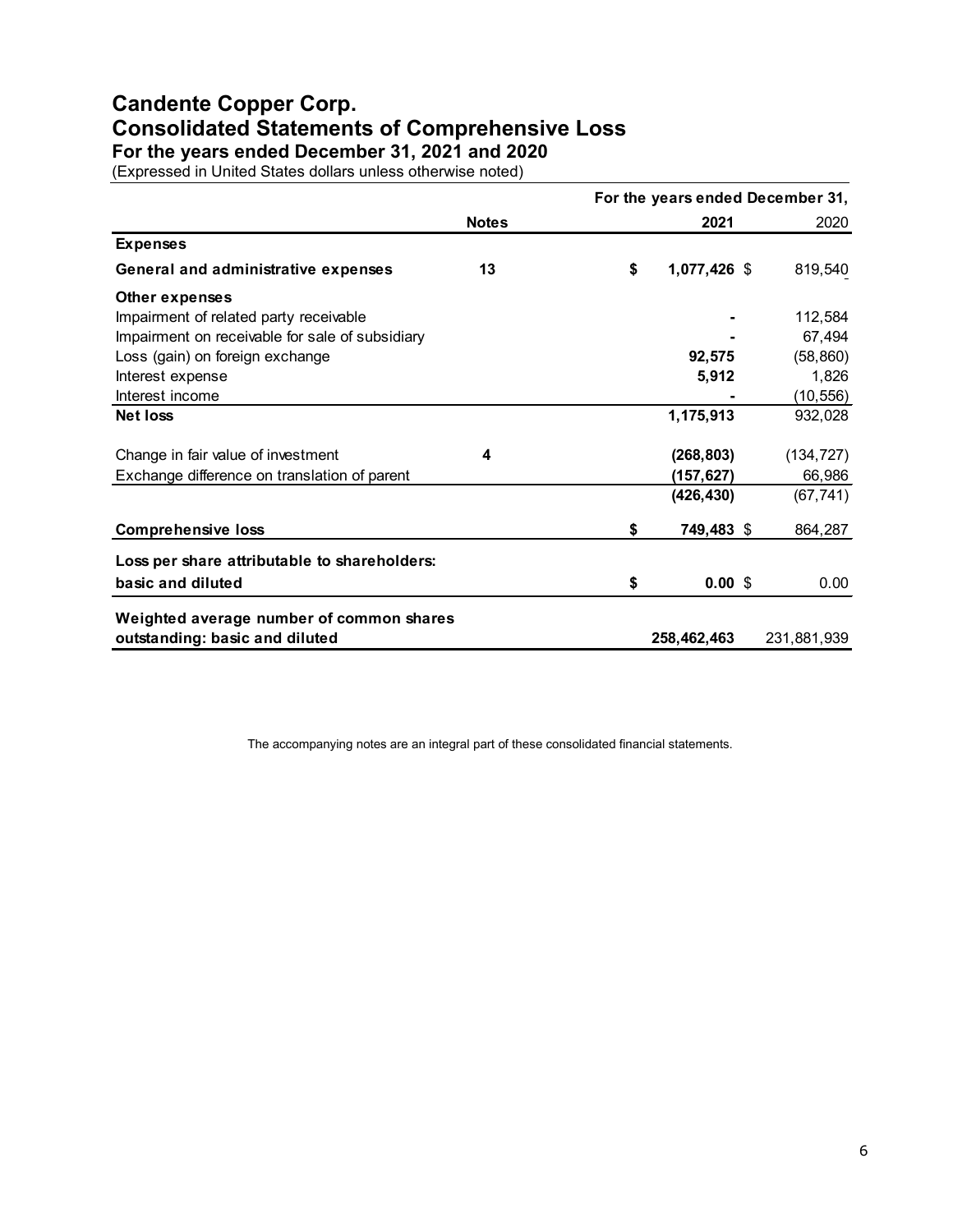# Candente Copper Corp.
# Consolidated Statements of Comprehensive Loss
## For the years ended December 31, 2021 and 2020

(Expressed in United States dollars unless otherwise noted)

| | Notes | 2021 | 2020 |
|---|---|---|---|
| **Expenses** | | | |
| **General and administrative expenses** | **13** | **$ 1,077,426** | $ 819,540 |
| **Other expenses** | | | |
| Impairment of related party receivable | | **-** | 112,584 |
| Impairment on receivable for sale of subsidiary | | **-** | 67,494 |
| Loss (gain) on foreign exchange | | **92,575** | (58,860) |
| Interest expense | | **5,912** | 1,826 |
| Interest income | | **-** | (10,556) |
| **Net loss** | | **1,175,913** | 932,028 |
| Change in fair value of investment | **4** | **(268,803)** | (134,727) |
| Exchange difference on translation of parent | | **(157,627)** | 66,986 |
| | | **(426,430)** | (67,741) |
| **Comprehensive loss** | | **$ 749,483** | $ 864,287 |
| **Loss per share attributable to shareholders: basic and diluted** | | **$ 0.00** | $ 0.00 |
| **Weighted average number of common shares outstanding: basic and diluted** | | **258,462,463** | 231,881,939 |

The accompanying notes are an integral part of these consolidated financial statements.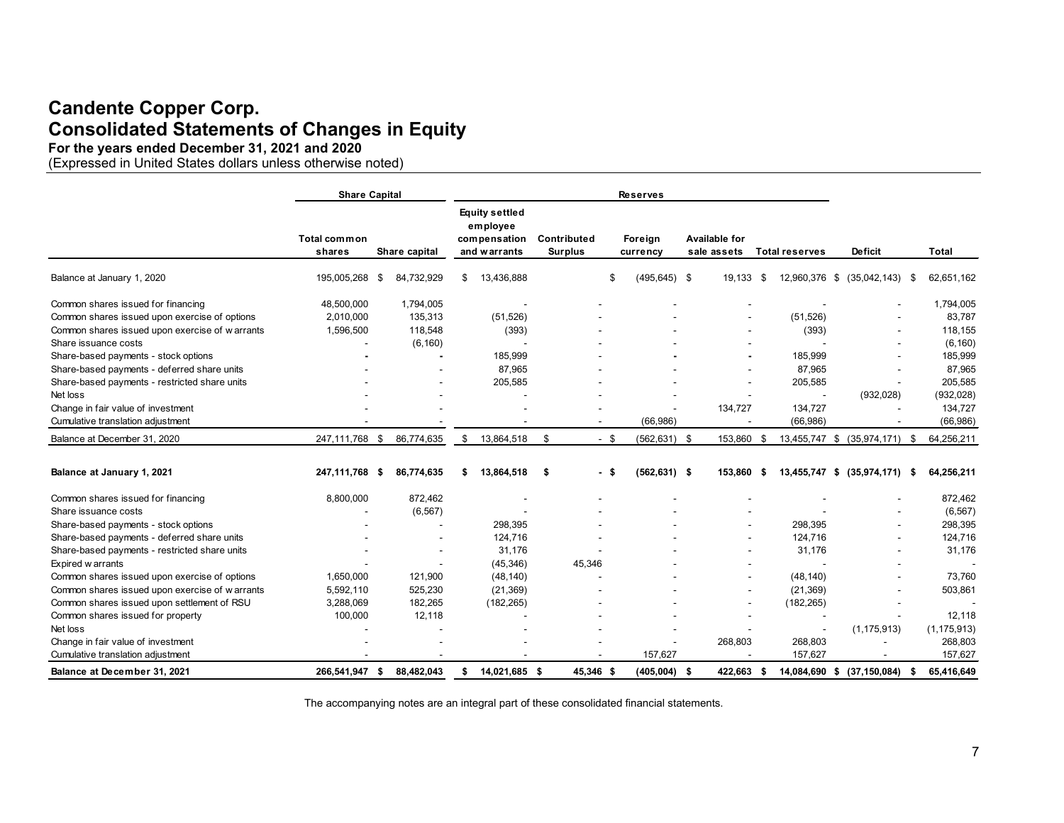# Candente Copper Corp.
# Consolidated Statements of Changes in Equity
**For the years ended December 31, 2021 and 2020**
(Expressed in United States dollars unless otherwise noted)

| | Share Capital | | Reserves | | | | | | |
|---|---|---|---|---|---|---|---|---|---|
| | Total common shares | Share capital | Equity settled employee compensation and warrants | Contributed Surplus | Foreign currency | Available for sale assets | Total reserves | Deficit | Total |
| Balance at January 1, 2020 | 195,005,268 | $ 84,732,929 | $ 13,436,888 | | $ (495,645) | $ 19,133 | $ 12,960,376 | $ (35,042,143) | $ 62,651,162 |
| Common shares issued for financing | 48,500,000 | 1,794,005 | - | - | - | - | - | - | 1,794,005 |
| Common shares issued upon exercise of options | 2,010,000 | 135,313 | (51,526) | - | - | - | (51,526) | - | 83,787 |
| Common shares issued upon exercise of warrants | 1,596,500 | 118,548 | (393) | - | - | - | (393) | - | 118,155 |
| Share issuance costs | - | (6,160) | - | - | - | - | - | - | (6,160) |
| Share-based payments - stock options | - | - | 185,999 | - | - | - | 185,999 | - | 185,999 |
| Share-based payments - deferred share units | - | - | 87,965 | - | - | - | 87,965 | - | 87,965 |
| Share-based payments - restricted share units | - | - | 205,585 | - | - | - | 205,585 | - | 205,585 |
| Net loss | - | - | - | - | - | - | - | (932,028) | (932,028) |
| Change in fair value of investment | - | - | - | - | - | 134,727 | 134,727 | - | 134,727 |
| Cumulative translation adjustment | - | - | - | - | (66,986) | - | (66,986) | - | (66,986) |
| Balance at December 31, 2020 | 247,111,768 | $ 86,774,635 | $ 13,864,518 | $ - | $ (562,631) | $ 153,860 | $ 13,455,747 | $ (35,974,171) | $ 64,256,211 |
| **Balance at January 1, 2021** | **247,111,768** | **$ 86,774,635** | **$ 13,864,518** | **$ -** | **$ (562,631)** | **$ 153,860** | **$ 13,455,747** | **$ (35,974,171)** | **$ 64,256,211** |
| Common shares issued for financing | 8,800,000 | 872,462 | - | - | - | - | - | - | 872,462 |
| Share issuance costs | - | (6,567) | - | - | - | - | - | - | (6,567) |
| Share-based payments - stock options | - | - | 298,395 | - | - | - | 298,395 | - | 298,395 |
| Share-based payments - deferred share units | - | - | 124,716 | - | - | - | 124,716 | - | 124,716 |
| Share-based payments - restricted share units | - | - | 31,176 | - | - | - | 31,176 | - | 31,176 |
| Expired warrants | - | - | (45,346) | 45,346 | - | - | - | - | - |
| Common shares issued upon exercise of options | 1,650,000 | 121,900 | (48,140) | - | - | - | (48,140) | - | 73,760 |
| Common shares issued upon exercise of warrants | 5,592,110 | 525,230 | (21,369) | - | - | - | (21,369) | - | 503,861 |
| Common shares issued upon settlement of RSU | 3,288,069 | 182,265 | (182,265) | - | - | - | (182,265) | - | - |
| Common shares issued for property | 100,000 | 12,118 | - | - | - | - | - | - | 12,118 |
| Net loss | - | - | - | - | - | - | - | (1,175,913) | (1,175,913) |
| Change in fair value of investment | - | - | - | - | - | 268,803 | 268,803 | - | 268,803 |
| Cumulative translation adjustment | - | - | - | - | 157,627 | - | 157,627 | - | 157,627 |
| **Balance at December 31, 2021** | **266,541,947** | **$ 88,482,043** | **$ 14,021,685** | **$ 45,346** | **$ (405,004)** | **$ 422,663** | **$ 14,084,690** | **$ (37,150,084)** | **$ 65,416,649** |

The accompanying notes are an integral part of these consolidated financial statements.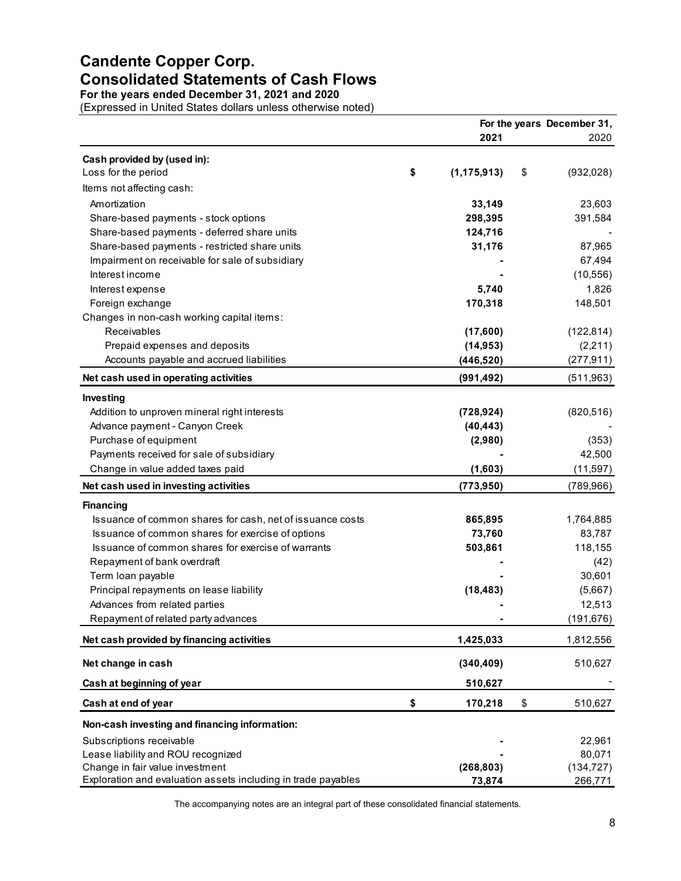# Candente Copper Corp.
## Consolidated Statements of Cash Flows
**For the years ended December 31, 2021 and 2020**
(Expressed in United States dollars unless otherwise noted)

| | For the years December 31, 2021 | 2020 |
|---|---|---|
| **Cash provided by (used in):** | | |
| Loss for the period | **$ (1,175,913)** | $ (932,028) |
| Items not affecting cash: | | |
| Amortization | **33,149** | 23,603 |
| Share-based payments - stock options | **298,395** | 391,584 |
| Share-based payments - deferred share units | **124,716** | - |
| Share-based payments - restricted share units | **31,176** | 87,965 |
| Impairment on receivable for sale of subsidiary | **-** | 67,494 |
| Interest income | **-** | (10,556) |
| Interest expense | **5,740** | 1,826 |
| Foreign exchange | **170,318** | 148,501 |
| Changes in non-cash working capital items: | | |
| Receivables | **(17,600)** | (122,814) |
| Prepaid expenses and deposits | **(14,953)** | (2,211) |
| Accounts payable and accrued liabilities | **(446,520)** | (277,911) |
| **Net cash used in operating activities** | **(991,492)** | (511,963) |
| **Investing** | | |
| Addition to unproven mineral right interests | **(728,924)** | (820,516) |
| Advance payment - Canyon Creek | **(40,443)** | - |
| Purchase of equipment | **(2,980)** | (353) |
| Payments received for sale of subsidiary | **-** | 42,500 |
| Change in value added taxes paid | **(1,603)** | (11,597) |
| **Net cash used in investing activities** | **(773,950)** | (789,966) |
| **Financing** | | |
| Issuance of common shares for cash, net of issuance costs | **865,895** | 1,764,885 |
| Issuance of common shares for exercise of options | **73,760** | 83,787 |
| Issuance of common shares for exercise of warrants | **503,861** | 118,155 |
| Repayment of bank overdraft | **-** | (42) |
| Term loan payable | **-** | 30,601 |
| Principal repayments on lease liability | **(18,483)** | (5,667) |
| Advances from related parties | **-** | 12,513 |
| Repayment of related party advances | **-** | (191,676) |
| **Net cash provided by financing activities** | **1,425,033** | 1,812,556 |
| **Net change in cash** | **(340,409)** | 510,627 |
| **Cash at beginning of year** | **510,627** | - |
| **Cash at end of year** | **$ 170,218** | $ 510,627 |
| **Non-cash investing and financing information:** | | |
| Subscriptions receivable | **-** | 22,961 |
| Lease liability and ROU recognized | **-** | 80,071 |
| Change in fair value investment | **(268,803)** | (134,727) |
| Exploration and evaluation assets including in trade payables | **73,874** | 266,771 |

The accompanying notes are an integral part of these consolidated financial statements.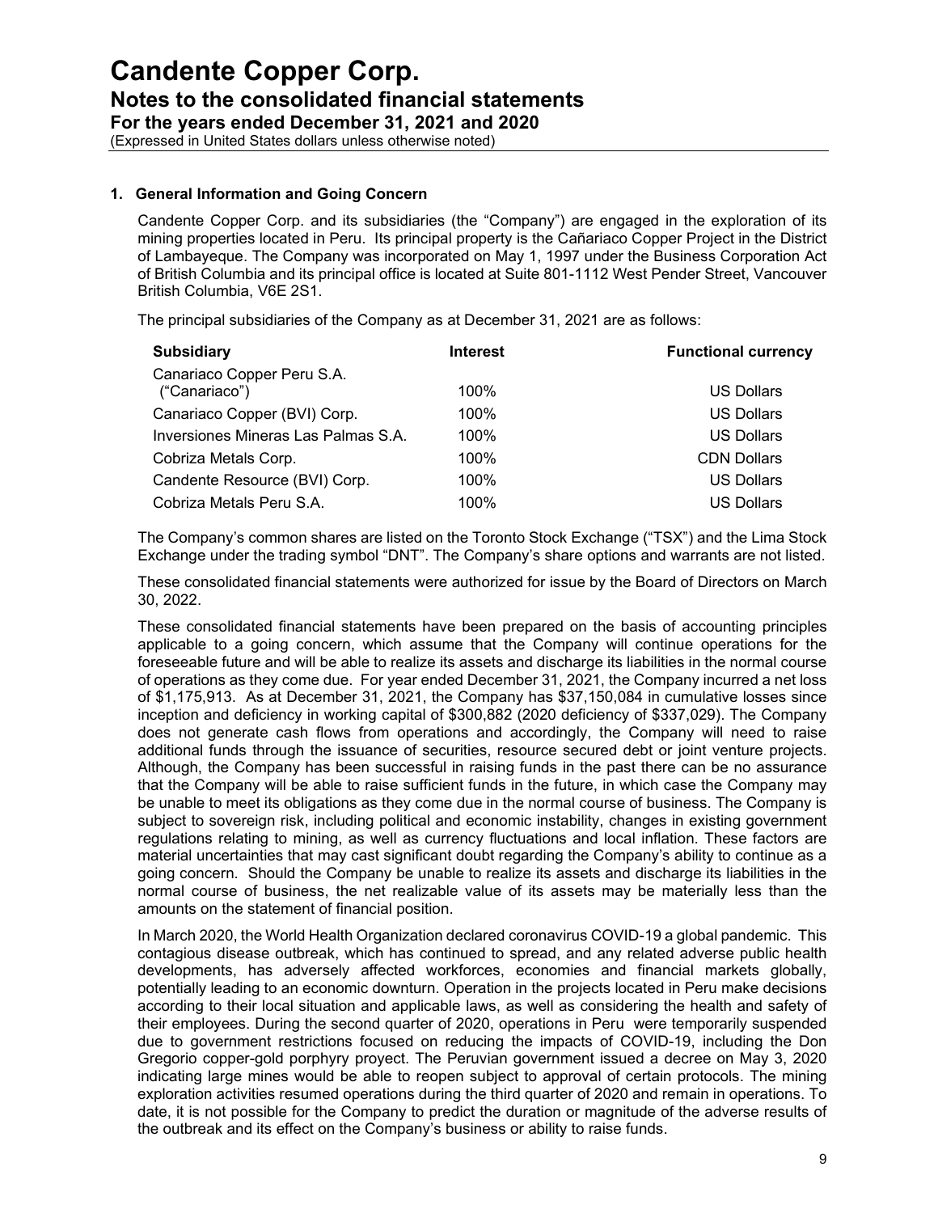# Candente Copper Corp.

## Notes to the consolidated financial statements

### For the years ended December 31, 2021 and 2020

(Expressed in United States dollars unless otherwise noted)

**1. General Information and Going Concern**

Candente Copper Corp. and its subsidiaries (the "Company") are engaged in the exploration of its mining properties located in Peru. Its principal property is the Cañariaco Copper Project in the District of Lambayeque. The Company was incorporated on May 1, 1997 under the Business Corporation Act of British Columbia and its principal office is located at Suite 801-1112 West Pender Street, Vancouver British Columbia, V6E 2S1.

The principal subsidiaries of the Company as at December 31, 2021 are as follows:

| Subsidiary | Interest | Functional currency |
|---|---|---|
| Canariaco Copper Peru S.A. ("Canariaco") | 100% | US Dollars |
| Canariaco Copper (BVI) Corp. | 100% | US Dollars |
| Inversiones Mineras Las Palmas S.A. | 100% | US Dollars |
| Cobriza Metals Corp. | 100% | CDN Dollars |
| Candente Resource (BVI) Corp. | 100% | US Dollars |
| Cobriza Metals Peru S.A. | 100% | US Dollars |

The Company's common shares are listed on the Toronto Stock Exchange ("TSX") and the Lima Stock Exchange under the trading symbol "DNT". The Company's share options and warrants are not listed.

These consolidated financial statements were authorized for issue by the Board of Directors on March 30, 2022.

These consolidated financial statements have been prepared on the basis of accounting principles applicable to a going concern, which assume that the Company will continue operations for the foreseeable future and will be able to realize its assets and discharge its liabilities in the normal course of operations as they come due. For year ended December 31, 2021, the Company incurred a net loss of $1,175,913. As at December 31, 2021, the Company has $37,150,084 in cumulative losses since inception and deficiency in working capital of $300,882 (2020 deficiency of $337,029). The Company does not generate cash flows from operations and accordingly, the Company will need to raise additional funds through the issuance of securities, resource secured debt or joint venture projects. Although, the Company has been successful in raising funds in the past there can be no assurance that the Company will be able to raise sufficient funds in the future, in which case the Company may be unable to meet its obligations as they come due in the normal course of business. The Company is subject to sovereign risk, including political and economic instability, changes in existing government regulations relating to mining, as well as currency fluctuations and local inflation. These factors are material uncertainties that may cast significant doubt regarding the Company's ability to continue as a going concern. Should the Company be unable to realize its assets and discharge its liabilities in the normal course of business, the net realizable value of its assets may be materially less than the amounts on the statement of financial position.

In March 2020, the World Health Organization declared coronavirus COVID-19 a global pandemic. This contagious disease outbreak, which has continued to spread, and any related adverse public health developments, has adversely affected workforces, economies and financial markets globally, potentially leading to an economic downturn. Operation in the projects located in Peru make decisions according to their local situation and applicable laws, as well as considering the health and safety of their employees. During the second quarter of 2020, operations in Peru were temporarily suspended due to government restrictions focused on reducing the impacts of COVID-19, including the Don Gregorio copper-gold porphyry proyect. The Peruvian government issued a decree on May 3, 2020 indicating large mines would be able to reopen subject to approval of certain protocols. The mining exploration activities resumed operations during the third quarter of 2020 and remain in operations. To date, it is not possible for the Company to predict the duration or magnitude of the adverse results of the outbreak and its effect on the Company's business or ability to raise funds.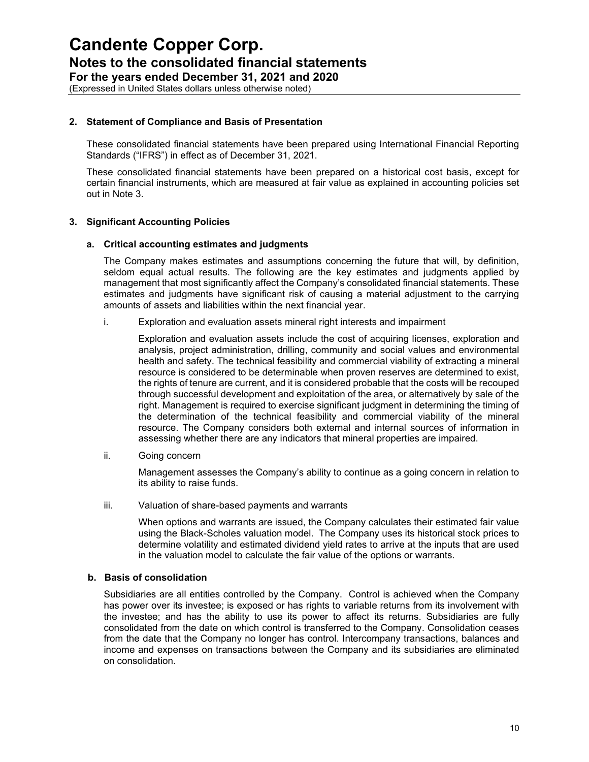## 2. Statement of Compliance and Basis of Presentation

These consolidated financial statements have been prepared using International Financial Reporting Standards ("IFRS") in effect as of December 31, 2021.

These consolidated financial statements have been prepared on a historical cost basis, except for certain financial instruments, which are measured at fair value as explained in accounting policies set out in Note 3.

## 3. Significant Accounting Policies

### a. Critical accounting estimates and judgments

The Company makes estimates and assumptions concerning the future that will, by definition, seldom equal actual results. The following are the key estimates and judgments applied by management that most significantly affect the Company's consolidated financial statements. These estimates and judgments have significant risk of causing a material adjustment to the carrying amounts of assets and liabilities within the next financial year.

i. Exploration and evaluation assets mineral right interests and impairment

Exploration and evaluation assets include the cost of acquiring licenses, exploration and analysis, project administration, drilling, community and social values and environmental health and safety. The technical feasibility and commercial viability of extracting a mineral resource is considered to be determinable when proven reserves are determined to exist, the rights of tenure are current, and it is considered probable that the costs will be recouped through successful development and exploitation of the area, or alternatively by sale of the right. Management is required to exercise significant judgment in determining the timing of the determination of the technical feasibility and commercial viability of the mineral resource. The Company considers both external and internal sources of information in assessing whether there are any indicators that mineral properties are impaired.

ii. Going concern

Management assesses the Company's ability to continue as a going concern in relation to its ability to raise funds.

iii. Valuation of share-based payments and warrants

When options and warrants are issued, the Company calculates their estimated fair value using the Black-Scholes valuation model. The Company uses its historical stock prices to determine volatility and estimated dividend yield rates to arrive at the inputs that are used in the valuation model to calculate the fair value of the options or warrants.

### b. Basis of consolidation

Subsidiaries are all entities controlled by the Company. Control is achieved when the Company has power over its investee; is exposed or has rights to variable returns from its involvement with the investee; and has the ability to use its power to affect its returns. Subsidiaries are fully consolidated from the date on which control is transferred to the Company. Consolidation ceases from the date that the Company no longer has control. Intercompany transactions, balances and income and expenses on transactions between the Company and its subsidiaries are eliminated on consolidation.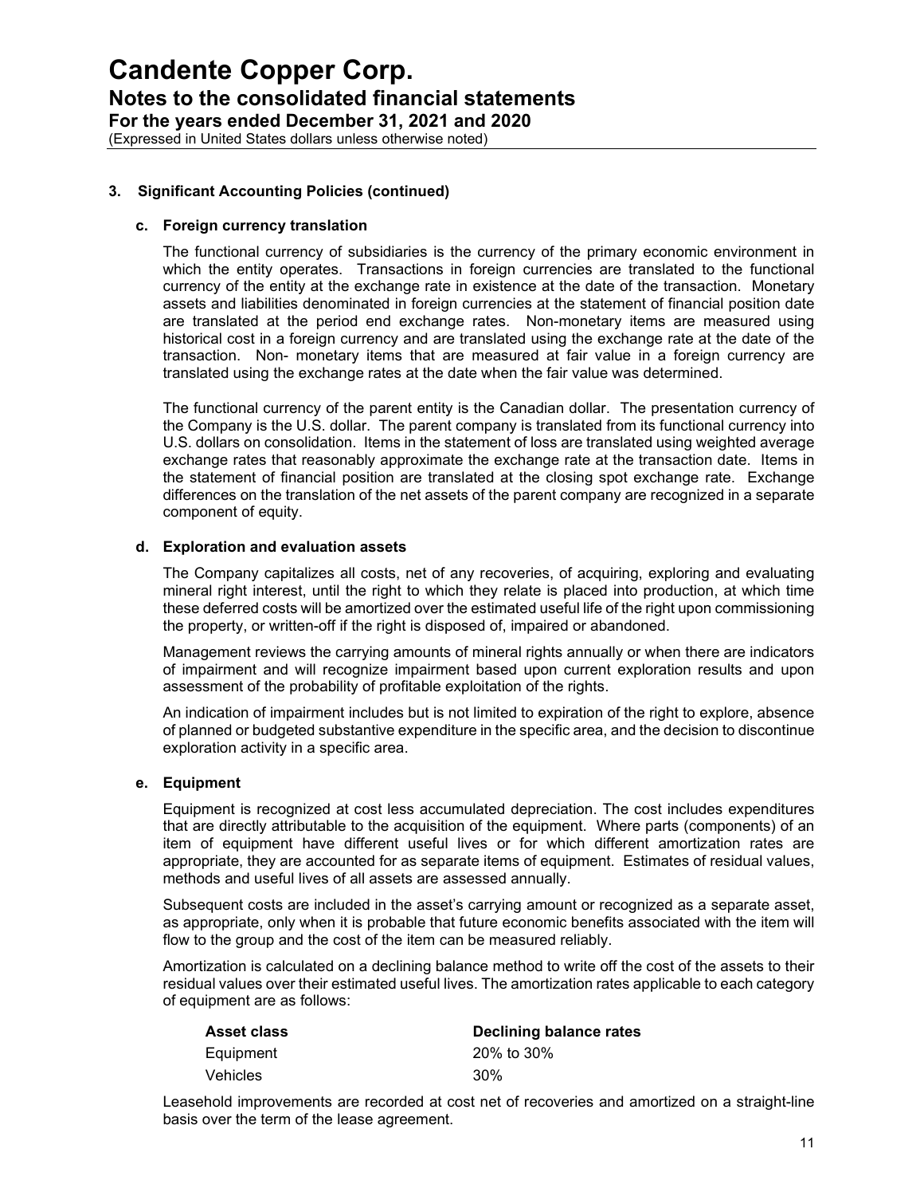# Candente Copper Corp.
## Notes to the consolidated financial statements
### For the years ended December 31, 2021 and 2020
(Expressed in United States dollars unless otherwise noted)

### 3. Significant Accounting Policies (continued)

#### c. Foreign currency translation

The functional currency of subsidiaries is the currency of the primary economic environment in which the entity operates. Transactions in foreign currencies are translated to the functional currency of the entity at the exchange rate in existence at the date of the transaction. Monetary assets and liabilities denominated in foreign currencies at the statement of financial position date are translated at the period end exchange rates. Non-monetary items are measured using historical cost in a foreign currency and are translated using the exchange rate at the date of the transaction. Non- monetary items that are measured at fair value in a foreign currency are translated using the exchange rates at the date when the fair value was determined.

The functional currency of the parent entity is the Canadian dollar. The presentation currency of the Company is the U.S. dollar. The parent company is translated from its functional currency into U.S. dollars on consolidation. Items in the statement of loss are translated using weighted average exchange rates that reasonably approximate the exchange rate at the transaction date. Items in the statement of financial position are translated at the closing spot exchange rate. Exchange differences on the translation of the net assets of the parent company are recognized in a separate component of equity.

#### d. Exploration and evaluation assets

The Company capitalizes all costs, net of any recoveries, of acquiring, exploring and evaluating mineral right interest, until the right to which they relate is placed into production, at which time these deferred costs will be amortized over the estimated useful life of the right upon commissioning the property, or written-off if the right is disposed of, impaired or abandoned.

Management reviews the carrying amounts of mineral rights annually or when there are indicators of impairment and will recognize impairment based upon current exploration results and upon assessment of the probability of profitable exploitation of the rights.

An indication of impairment includes but is not limited to expiration of the right to explore, absence of planned or budgeted substantive expenditure in the specific area, and the decision to discontinue exploration activity in a specific area.

#### e. Equipment

Equipment is recognized at cost less accumulated depreciation. The cost includes expenditures that are directly attributable to the acquisition of the equipment. Where parts (components) of an item of equipment have different useful lives or for which different amortization rates are appropriate, they are accounted for as separate items of equipment. Estimates of residual values, methods and useful lives of all assets are assessed annually.

Subsequent costs are included in the asset's carrying amount or recognized as a separate asset, as appropriate, only when it is probable that future economic benefits associated with the item will flow to the group and the cost of the item can be measured reliably.

Amortization is calculated on a declining balance method to write off the cost of the assets to their residual values over their estimated useful lives. The amortization rates applicable to each category of equipment are as follows:

| Asset class | Declining balance rates |
|---|---|
| Equipment | 20% to 30% |
| Vehicles | 30% |

Leasehold improvements are recorded at cost net of recoveries and amortized on a straight-line basis over the term of the lease agreement.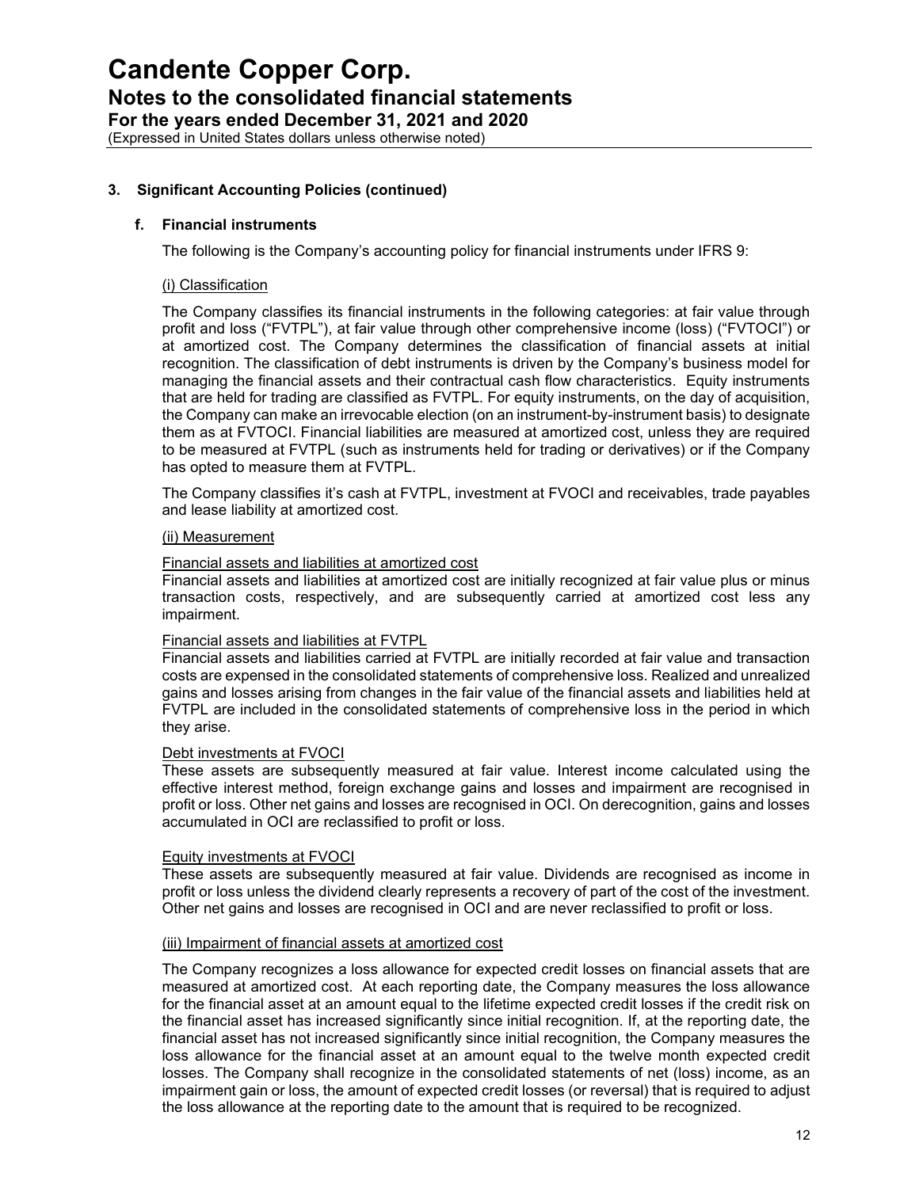## 3. Significant Accounting Policies (continued)

### f. Financial instruments

The following is the Company's accounting policy for financial instruments under IFRS 9:

(i) Classification

The Company classifies its financial instruments in the following categories: at fair value through profit and loss ("FVTPL"), at fair value through other comprehensive income (loss) ("FVTOCI") or at amortized cost. The Company determines the classification of financial assets at initial recognition. The classification of debt instruments is driven by the Company's business model for managing the financial assets and their contractual cash flow characteristics. Equity instruments that are held for trading are classified as FVTPL. For equity instruments, on the day of acquisition, the Company can make an irrevocable election (on an instrument-by-instrument basis) to designate them as at FVTOCI. Financial liabilities are measured at amortized cost, unless they are required to be measured at FVTPL (such as instruments held for trading or derivatives) or if the Company has opted to measure them at FVTPL.

The Company classifies it's cash at FVTPL, investment at FVOCI and receivables, trade payables and lease liability at amortized cost.

(ii) Measurement

Financial assets and liabilities at amortized cost
Financial assets and liabilities at amortized cost are initially recognized at fair value plus or minus transaction costs, respectively, and are subsequently carried at amortized cost less any impairment.

Financial assets and liabilities at FVTPL
Financial assets and liabilities carried at FVTPL are initially recorded at fair value and transaction costs are expensed in the consolidated statements of comprehensive loss. Realized and unrealized gains and losses arising from changes in the fair value of the financial assets and liabilities held at FVTPL are included in the consolidated statements of comprehensive loss in the period in which they arise.

Debt investments at FVOCI
These assets are subsequently measured at fair value. Interest income calculated using the effective interest method, foreign exchange gains and losses and impairment are recognised in profit or loss. Other net gains and losses are recognised in OCI. On derecognition, gains and losses accumulated in OCI are reclassified to profit or loss.

Equity investments at FVOCI
These assets are subsequently measured at fair value. Dividends are recognised as income in profit or loss unless the dividend clearly represents a recovery of part of the cost of the investment. Other net gains and losses are recognised in OCI and are never reclassified to profit or loss.

(iii) Impairment of financial assets at amortized cost

The Company recognizes a loss allowance for expected credit losses on financial assets that are measured at amortized cost. At each reporting date, the Company measures the loss allowance for the financial asset at an amount equal to the lifetime expected credit losses if the credit risk on the financial asset has increased significantly since initial recognition. If, at the reporting date, the financial asset has not increased significantly since initial recognition, the Company measures the loss allowance for the financial asset at an amount equal to the twelve month expected credit losses. The Company shall recognize in the consolidated statements of net (loss) income, as an impairment gain or loss, the amount of expected credit losses (or reversal) that is required to adjust the loss allowance at the reporting date to the amount that is required to be recognized.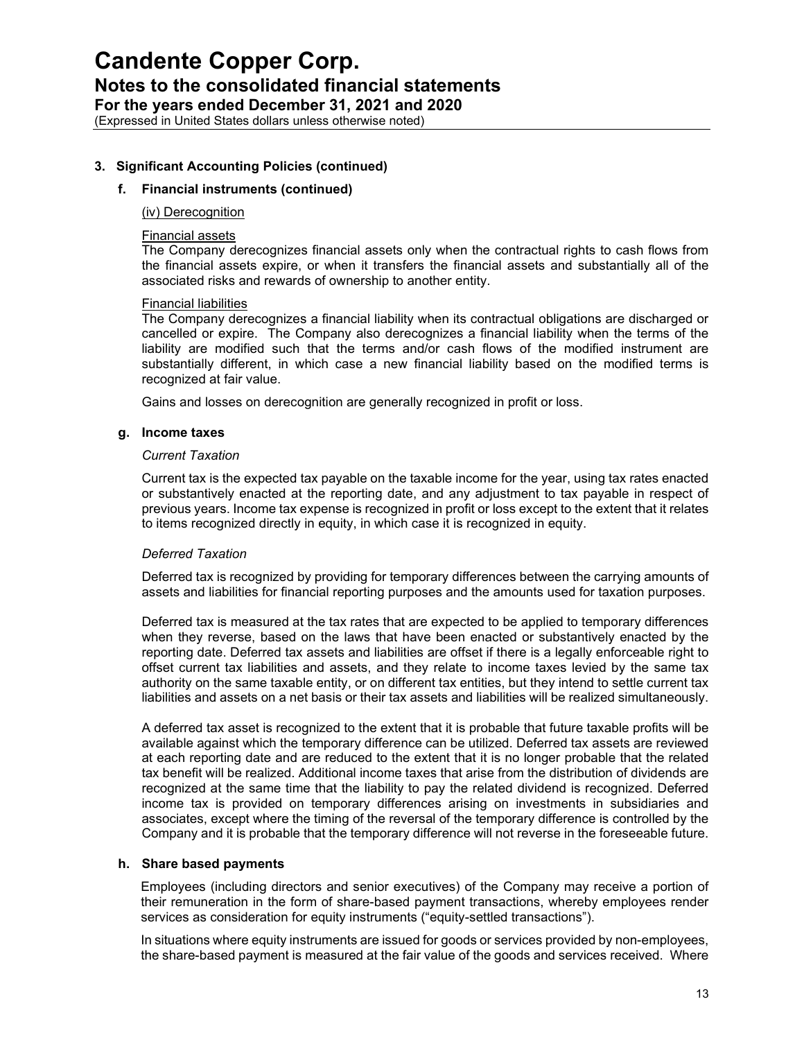## 3. Significant Accounting Policies (continued)

### f. Financial instruments (continued)

(iv) Derecognition

Financial assets

The Company derecognizes financial assets only when the contractual rights to cash flows from the financial assets expire, or when it transfers the financial assets and substantially all of the associated risks and rewards of ownership to another entity.

Financial liabilities

The Company derecognizes a financial liability when its contractual obligations are discharged or cancelled or expire. The Company also derecognizes a financial liability when the terms of the liability are modified such that the terms and/or cash flows of the modified instrument are substantially different, in which case a new financial liability based on the modified terms is recognized at fair value.

Gains and losses on derecognition are generally recognized in profit or loss.

### g. Income taxes

*Current Taxation*

Current tax is the expected tax payable on the taxable income for the year, using tax rates enacted or substantively enacted at the reporting date, and any adjustment to tax payable in respect of previous years. Income tax expense is recognized in profit or loss except to the extent that it relates to items recognized directly in equity, in which case it is recognized in equity.

*Deferred Taxation*

Deferred tax is recognized by providing for temporary differences between the carrying amounts of assets and liabilities for financial reporting purposes and the amounts used for taxation purposes.

Deferred tax is measured at the tax rates that are expected to be applied to temporary differences when they reverse, based on the laws that have been enacted or substantively enacted by the reporting date. Deferred tax assets and liabilities are offset if there is a legally enforceable right to offset current tax liabilities and assets, and they relate to income taxes levied by the same tax authority on the same taxable entity, or on different tax entities, but they intend to settle current tax liabilities and assets on a net basis or their tax assets and liabilities will be realized simultaneously.

A deferred tax asset is recognized to the extent that it is probable that future taxable profits will be available against which the temporary difference can be utilized. Deferred tax assets are reviewed at each reporting date and are reduced to the extent that it is no longer probable that the related tax benefit will be realized. Additional income taxes that arise from the distribution of dividends are recognized at the same time that the liability to pay the related dividend is recognized. Deferred income tax is provided on temporary differences arising on investments in subsidiaries and associates, except where the timing of the reversal of the temporary difference is controlled by the Company and it is probable that the temporary difference will not reverse in the foreseeable future.

### h. Share based payments

Employees (including directors and senior executives) of the Company may receive a portion of their remuneration in the form of share-based payment transactions, whereby employees render services as consideration for equity instruments ("equity-settled transactions").

In situations where equity instruments are issued for goods or services provided by non-employees, the share-based payment is measured at the fair value of the goods and services received. Where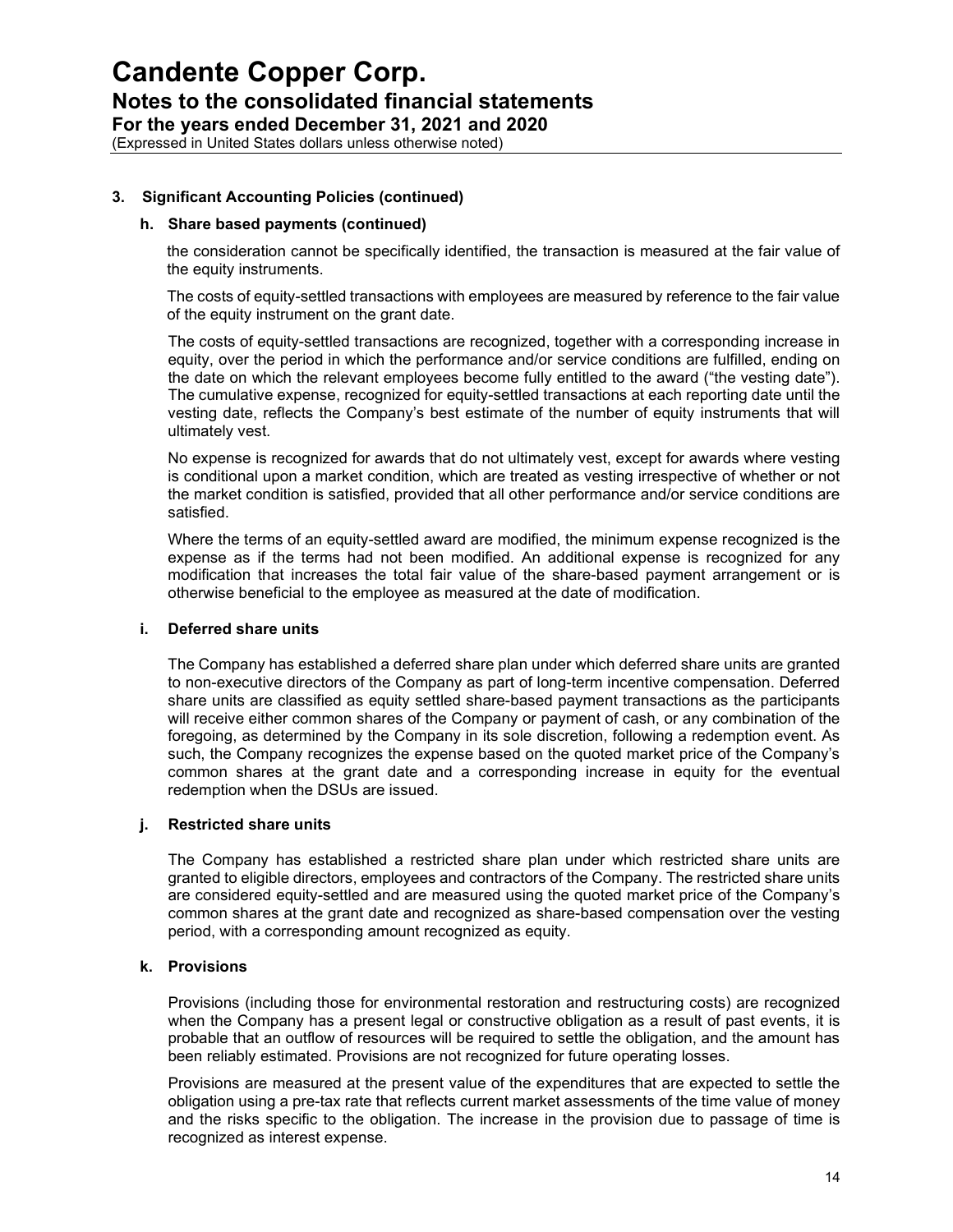## 3. Significant Accounting Policies (continued)

### h. Share based payments (continued)

the consideration cannot be specifically identified, the transaction is measured at the fair value of the equity instruments.

The costs of equity-settled transactions with employees are measured by reference to the fair value of the equity instrument on the grant date.

The costs of equity-settled transactions are recognized, together with a corresponding increase in equity, over the period in which the performance and/or service conditions are fulfilled, ending on the date on which the relevant employees become fully entitled to the award ("the vesting date"). The cumulative expense, recognized for equity-settled transactions at each reporting date until the vesting date, reflects the Company's best estimate of the number of equity instruments that will ultimately vest.

No expense is recognized for awards that do not ultimately vest, except for awards where vesting is conditional upon a market condition, which are treated as vesting irrespective of whether or not the market condition is satisfied, provided that all other performance and/or service conditions are satisfied.

Where the terms of an equity-settled award are modified, the minimum expense recognized is the expense as if the terms had not been modified. An additional expense is recognized for any modification that increases the total fair value of the share-based payment arrangement or is otherwise beneficial to the employee as measured at the date of modification.

### i. Deferred share units

The Company has established a deferred share plan under which deferred share units are granted to non-executive directors of the Company as part of long-term incentive compensation. Deferred share units are classified as equity settled share-based payment transactions as the participants will receive either common shares of the Company or payment of cash, or any combination of the foregoing, as determined by the Company in its sole discretion, following a redemption event. As such, the Company recognizes the expense based on the quoted market price of the Company's common shares at the grant date and a corresponding increase in equity for the eventual redemption when the DSUs are issued.

### j. Restricted share units

The Company has established a restricted share plan under which restricted share units are granted to eligible directors, employees and contractors of the Company. The restricted share units are considered equity-settled and are measured using the quoted market price of the Company's common shares at the grant date and recognized as share-based compensation over the vesting period, with a corresponding amount recognized as equity.

### k. Provisions

Provisions (including those for environmental restoration and restructuring costs) are recognized when the Company has a present legal or constructive obligation as a result of past events, it is probable that an outflow of resources will be required to settle the obligation, and the amount has been reliably estimated. Provisions are not recognized for future operating losses.

Provisions are measured at the present value of the expenditures that are expected to settle the obligation using a pre-tax rate that reflects current market assessments of the time value of money and the risks specific to the obligation. The increase in the provision due to passage of time is recognized as interest expense.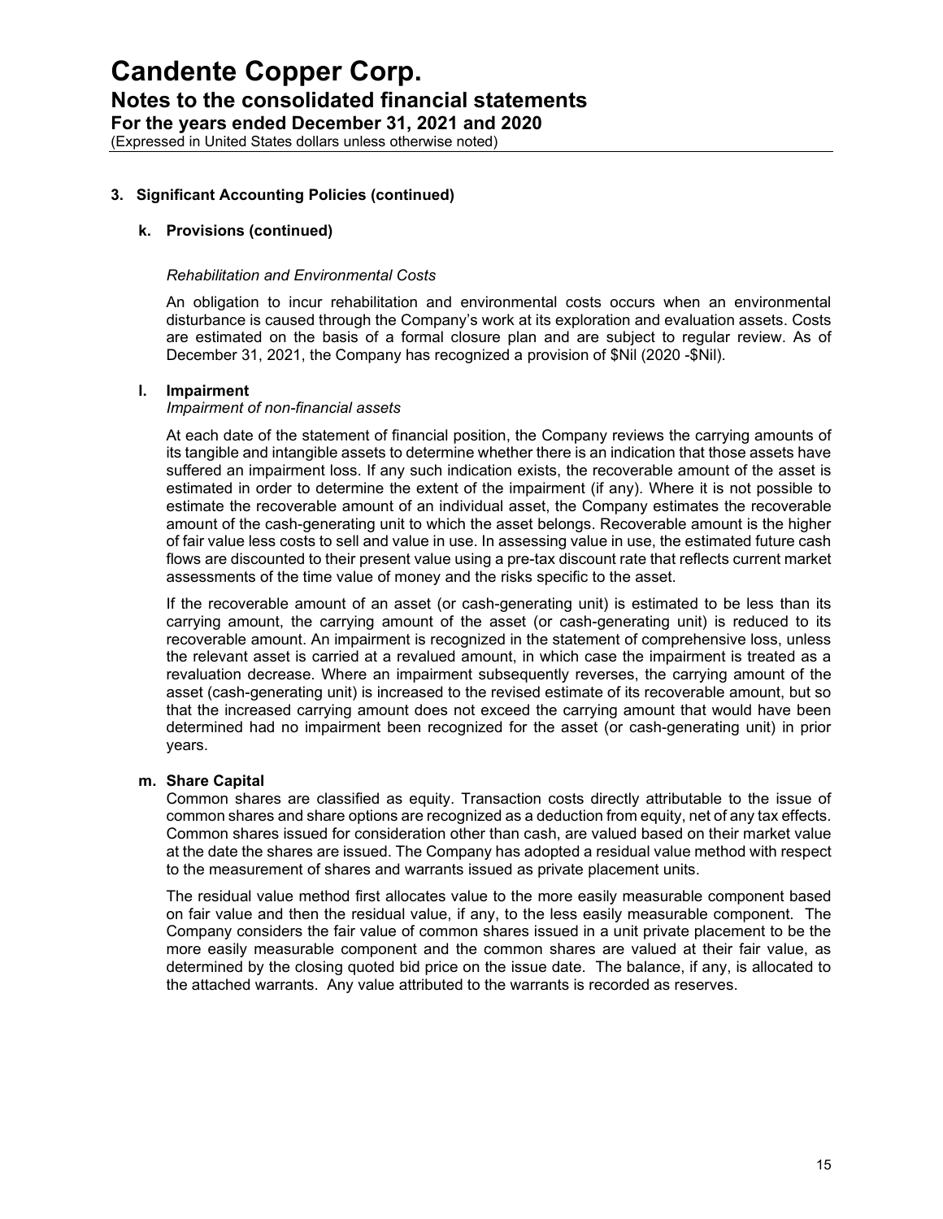### 3. Significant Accounting Policies (continued)

#### k. Provisions (continued)

*Rehabilitation and Environmental Costs*

An obligation to incur rehabilitation and environmental costs occurs when an environmental disturbance is caused through the Company's work at its exploration and evaluation assets. Costs are estimated on the basis of a formal closure plan and are subject to regular review. As of December 31, 2021, the Company has recognized a provision of $Nil (2020 -$Nil).

#### l. Impairment

*Impairment of non-financial assets*

At each date of the statement of financial position, the Company reviews the carrying amounts of its tangible and intangible assets to determine whether there is an indication that those assets have suffered an impairment loss. If any such indication exists, the recoverable amount of the asset is estimated in order to determine the extent of the impairment (if any). Where it is not possible to estimate the recoverable amount of an individual asset, the Company estimates the recoverable amount of the cash-generating unit to which the asset belongs. Recoverable amount is the higher of fair value less costs to sell and value in use. In assessing value in use, the estimated future cash flows are discounted to their present value using a pre-tax discount rate that reflects current market assessments of the time value of money and the risks specific to the asset.

If the recoverable amount of an asset (or cash-generating unit) is estimated to be less than its carrying amount, the carrying amount of the asset (or cash-generating unit) is reduced to its recoverable amount. An impairment is recognized in the statement of comprehensive loss, unless the relevant asset is carried at a revalued amount, in which case the impairment is treated as a revaluation decrease. Where an impairment subsequently reverses, the carrying amount of the asset (cash-generating unit) is increased to the revised estimate of its recoverable amount, but so that the increased carrying amount does not exceed the carrying amount that would have been determined had no impairment been recognized for the asset (or cash-generating unit) in prior years.

#### m. Share Capital

Common shares are classified as equity. Transaction costs directly attributable to the issue of common shares and share options are recognized as a deduction from equity, net of any tax effects. Common shares issued for consideration other than cash, are valued based on their market value at the date the shares are issued. The Company has adopted a residual value method with respect to the measurement of shares and warrants issued as private placement units.

The residual value method first allocates value to the more easily measurable component based on fair value and then the residual value, if any, to the less easily measurable component. The Company considers the fair value of common shares issued in a unit private placement to be the more easily measurable component and the common shares are valued at their fair value, as determined by the closing quoted bid price on the issue date. The balance, if any, is allocated to the attached warrants. Any value attributed to the warrants is recorded as reserves.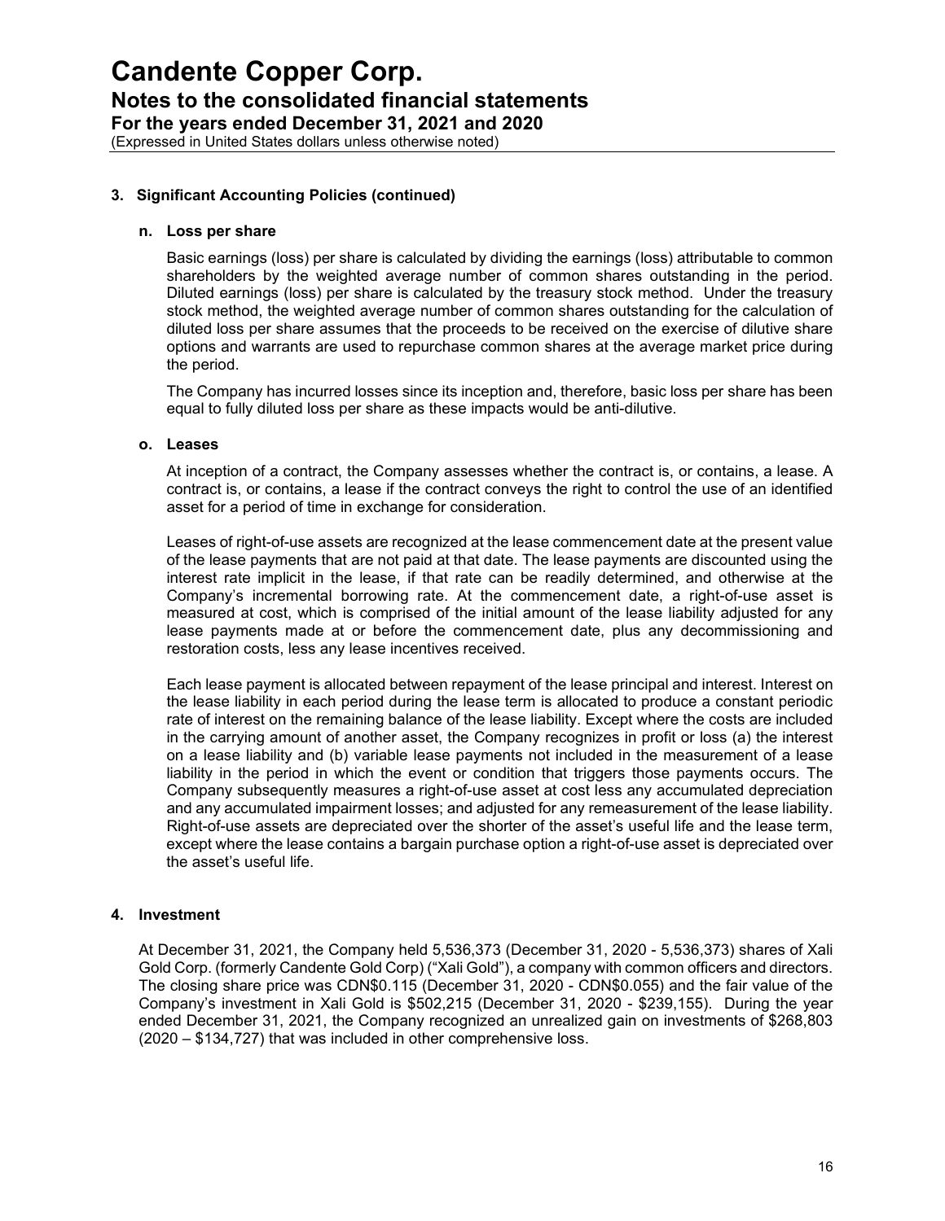# Candente Copper Corp.

## Notes to the consolidated financial statements

**For the years ended December 31, 2021 and 2020**

(Expressed in United States dollars unless otherwise noted)

### 3. Significant Accounting Policies (continued)

#### n. Loss per share

Basic earnings (loss) per share is calculated by dividing the earnings (loss) attributable to common shareholders by the weighted average number of common shares outstanding in the period. Diluted earnings (loss) per share is calculated by the treasury stock method. Under the treasury stock method, the weighted average number of common shares outstanding for the calculation of diluted loss per share assumes that the proceeds to be received on the exercise of dilutive share options and warrants are used to repurchase common shares at the average market price during the period.

The Company has incurred losses since its inception and, therefore, basic loss per share has been equal to fully diluted loss per share as these impacts would be anti-dilutive.

#### o. Leases

At inception of a contract, the Company assesses whether the contract is, or contains, a lease. A contract is, or contains, a lease if the contract conveys the right to control the use of an identified asset for a period of time in exchange for consideration.

Leases of right-of-use assets are recognized at the lease commencement date at the present value of the lease payments that are not paid at that date. The lease payments are discounted using the interest rate implicit in the lease, if that rate can be readily determined, and otherwise at the Company's incremental borrowing rate. At the commencement date, a right-of-use asset is measured at cost, which is comprised of the initial amount of the lease liability adjusted for any lease payments made at or before the commencement date, plus any decommissioning and restoration costs, less any lease incentives received.

Each lease payment is allocated between repayment of the lease principal and interest. Interest on the lease liability in each period during the lease term is allocated to produce a constant periodic rate of interest on the remaining balance of the lease liability. Except where the costs are included in the carrying amount of another asset, the Company recognizes in profit or loss (a) the interest on a lease liability and (b) variable lease payments not included in the measurement of a lease liability in the period in which the event or condition that triggers those payments occurs. The Company subsequently measures a right-of-use asset at cost less any accumulated depreciation and any accumulated impairment losses; and adjusted for any remeasurement of the lease liability. Right-of-use assets are depreciated over the shorter of the asset's useful life and the lease term, except where the lease contains a bargain purchase option a right-of-use asset is depreciated over the asset's useful life.

### 4. Investment

At December 31, 2021, the Company held 5,536,373 (December 31, 2020 - 5,536,373) shares of Xali Gold Corp. (formerly Candente Gold Corp) ("Xali Gold"), a company with common officers and directors. The closing share price was CDN$0.115 (December 31, 2020 - CDN$0.055) and the fair value of the Company's investment in Xali Gold is $502,215 (December 31, 2020 - $239,155). During the year ended December 31, 2021, the Company recognized an unrealized gain on investments of $268,803 (2020 – $134,727) that was included in other comprehensive loss.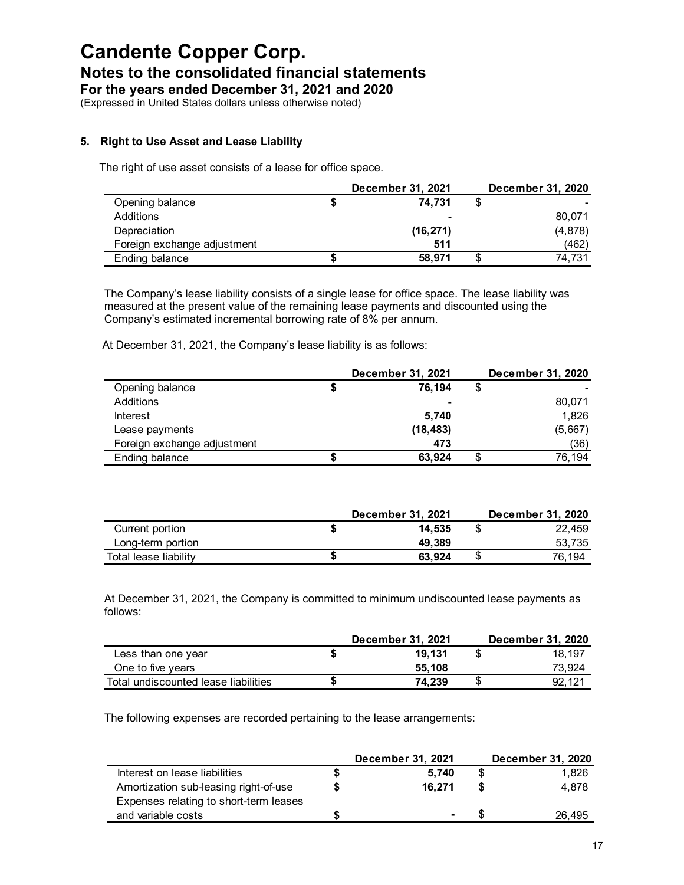# Candente Copper Corp.
## Notes to the consolidated financial statements
### For the years ended December 31, 2021 and 2020
(Expressed in United States dollars unless otherwise noted)

**5. Right to Use Asset and Lease Liability**

The right of use asset consists of a lease for office space.

| | December 31, 2021 | December 31, 2020 |
|---|---|---|
| Opening balance | $ 74,731 | $ - |
| Additions | - | 80,071 |
| Depreciation | (16,271) | (4,878) |
| Foreign exchange adjustment | 511 | (462) |
| Ending balance | $ 58,971 | $ 74,731 |

The Company's lease liability consists of a single lease for office space. The lease liability was measured at the present value of the remaining lease payments and discounted using the Company's estimated incremental borrowing rate of 8% per annum.

At December 31, 2021, the Company's lease liability is as follows:

| | December 31, 2021 | December 31, 2020 |
|---|---|---|
| Opening balance | $ 76,194 | $ - |
| Additions | - | 80,071 |
| Interest | 5,740 | 1,826 |
| Lease payments | (18,483) | (5,667) |
| Foreign exchange adjustment | 473 | (36) |
| Ending balance | $ 63,924 | $ 76,194 |

| | December 31, 2021 | December 31, 2020 |
|---|---|---|
| Current portion | $ 14,535 | $ 22,459 |
| Long-term portion | 49,389 | 53,735 |
| Total lease liability | $ 63,924 | $ 76,194 |

At December 31, 2021, the Company is committed to minimum undiscounted lease payments as follows:

| | December 31, 2021 | December 31, 2020 |
|---|---|---|
| Less than one year | $ 19,131 | $ 18,197 |
| One to five years | 55,108 | 73,924 |
| Total undiscounted lease liabilities | $ 74,239 | $ 92,121 |

The following expenses are recorded pertaining to the lease arrangements:

| | December 31, 2021 | December 31, 2020 |
|---|---|---|
| Interest on lease liabilities | $ 5,740 | $ 1,826 |
| Amortization sub-leasing right-of-use | $ 16,271 | $ 4,878 |
| Expenses relating to short-term leases and variable costs | $ - | $ 26,495 |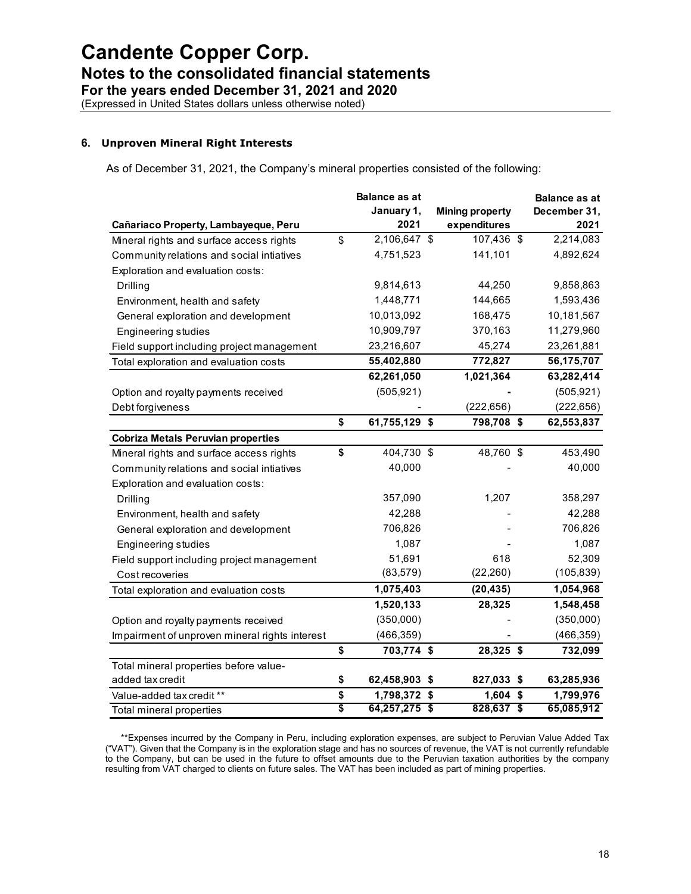# Candente Copper Corp.
## Notes to the consolidated financial statements
### For the years ended December 31, 2021 and 2020
(Expressed in United States dollars unless otherwise noted)

### 6. Unproven Mineral Right Interests

As of December 31, 2021, the Company's mineral properties consisted of the following:

| Cañariaco Property, Lambayeque, Peru | Balance as at January 1, 2021 | Mining property expenditures | Balance as at December 31, 2021 |
|---|---|---|---|
| Mineral rights and surface access rights | $ 2,106,647 | $ 107,436 | $ 2,214,083 |
| Community relations and social intiatives | 4,751,523 | 141,101 | 4,892,624 |
| Exploration and evaluation costs: | | | |
| Drilling | 9,814,613 | 44,250 | 9,858,863 |
| Environment, health and safety | 1,448,771 | 144,665 | 1,593,436 |
| General exploration and development | 10,013,092 | 168,475 | 10,181,567 |
| Engineering studies | 10,909,797 | 370,163 | 11,279,960 |
| Field support including project management | 23,216,607 | 45,274 | 23,261,881 |
| Total exploration and evaluation costs | **55,402,880** | **772,827** | **56,175,707** |
| | **62,261,050** | **1,021,364** | **63,282,414** |
| Option and royalty payments received | (505,921) | - | (505,921) |
| Debt forgiveness | - | (222,656) | (222,656) |
| | **$ 61,755,129** | **$ 798,708** | **$ 62,553,837** |
| **Cobriza Metals Peruvian properties** | | | |
| Mineral rights and surface access rights | **$** 404,730 | $ 48,760 | $ 453,490 |
| Community relations and social intiatives | 40,000 | - | 40,000 |
| Exploration and evaluation costs: | | | |
| Drilling | 357,090 | 1,207 | 358,297 |
| Environment, health and safety | 42,288 | - | 42,288 |
| General exploration and development | 706,826 | - | 706,826 |
| Engineering studies | 1,087 | - | 1,087 |
| Field support including project management | 51,691 | 618 | 52,309 |
| Cost recoveries | (83,579) | (22,260) | (105,839) |
| Total exploration and evaluation costs | **1,075,403** | **(20,435)** | **1,054,968** |
| | **1,520,133** | **28,325** | **1,548,458** |
| Option and royalty payments received | (350,000) | - | (350,000) |
| Impairment of unproven mineral rights interest | (466,359) | - | (466,359) |
| | **$ 703,774** | **$ 28,325** | **$ 732,099** |
| Total mineral properties before value-added tax credit | **$ 62,458,903** | **$ 827,033** | **$ 63,285,936** |
| Value-added tax credit ** | **$ 1,798,372** | **$ 1,604** | **$ 1,799,976** |
| Total mineral properties | **$ 64,257,275** | **$ 828,637** | **$ 65,085,912** |

**Expenses incurred by the Company in Peru, including exploration expenses, are subject to Peruvian Value Added Tax ("VAT"). Given that the Company is in the exploration stage and has no sources of revenue, the VAT is not currently refundable to the Company, but can be used in the future to offset amounts due to the Peruvian taxation authorities by the company resulting from VAT charged to clients on future sales. The VAT has been included as part of mining properties.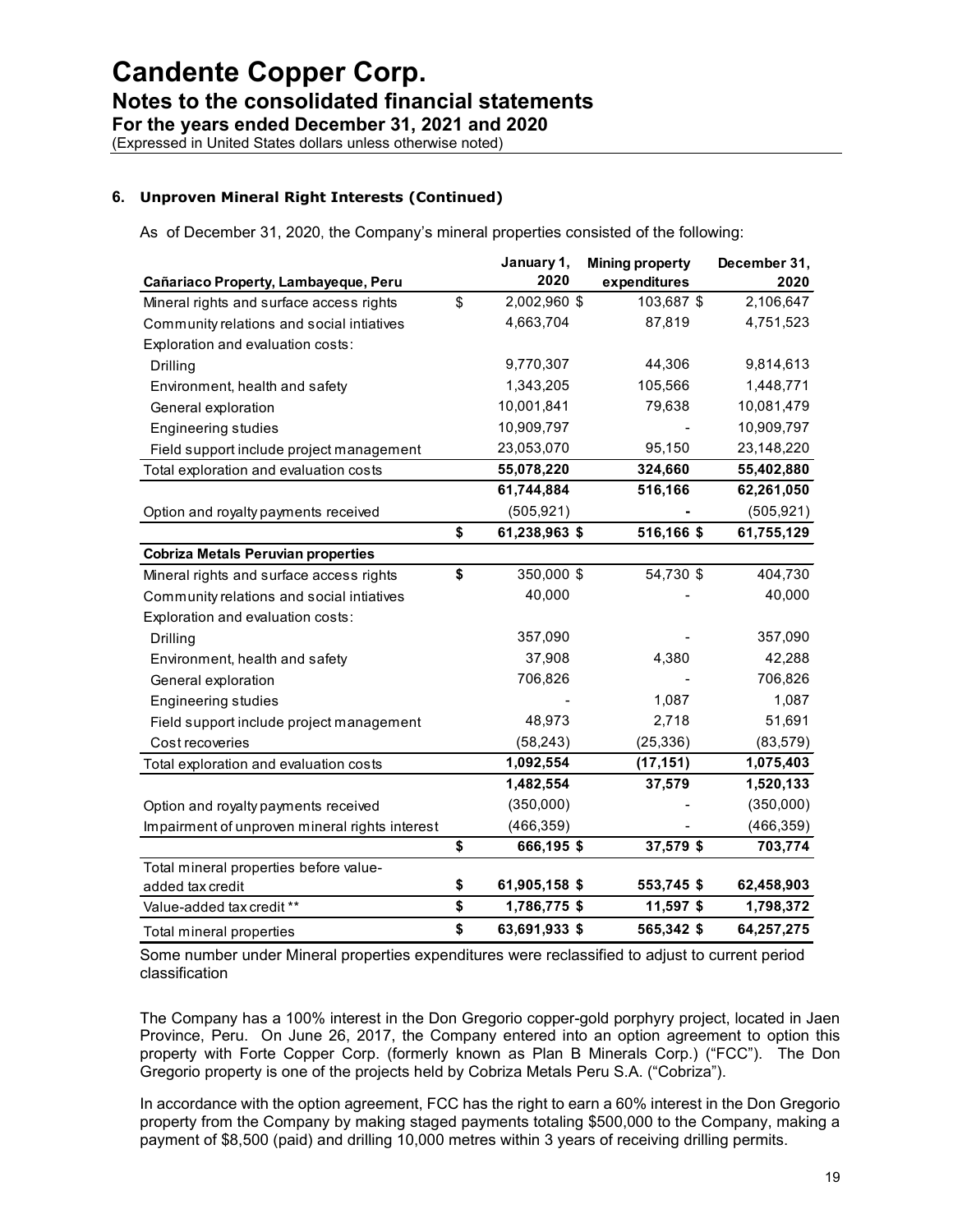# Candente Copper Corp.

## Notes to the consolidated financial statements

### For the years ended December 31, 2021 and 2020

(Expressed in United States dollars unless otherwise noted)

**6. Unproven Mineral Right Interests (Continued)**

As of December 31, 2020, the Company's mineral properties consisted of the following:

| **Cañariaco Property, Lambayeque, Peru** | | **January 1, 2020** | **Mining property expenditures** | **December 31, 2020** |
|---|---|---|---|---|
| Mineral rights and surface access rights | $ | 2,002,960 $ | 103,687 $ | 2,106,647 |
| Community relations and social intiatives | | 4,663,704 | 87,819 | 4,751,523 |
| Exploration and evaluation costs: | | | | |
| Drilling | | 9,770,307 | 44,306 | 9,814,613 |
| Environment, health and safety | | 1,343,205 | 105,566 | 1,448,771 |
| General exploration | | 10,001,841 | 79,638 | 10,081,479 |
| Engineering studies | | 10,909,797 | - | 10,909,797 |
| Field support include project management | | 23,053,070 | 95,150 | 23,148,220 |
| Total exploration and evaluation costs | | **55,078,220** | **324,660** | **55,402,880** |
| | | **61,744,884** | **516,166** | **62,261,050** |
| Option and royalty payments received | | (505,921) | **-** | (505,921) |
| | **$** | **61,238,963 $** | **516,166 $** | **61,755,129** |
| **Cobriza Metals Peruvian properties** | | | | |
| Mineral rights and surface access rights | **$** | 350,000 $ | 54,730 $ | 404,730 |
| Community relations and social intiatives | | 40,000 | - | 40,000 |
| Exploration and evaluation costs: | | | | |
| Drilling | | 357,090 | - | 357,090 |
| Environment, health and safety | | 37,908 | 4,380 | 42,288 |
| General exploration | | 706,826 | - | 706,826 |
| Engineering studies | | - | 1,087 | 1,087 |
| Field support include project management | | 48,973 | 2,718 | 51,691 |
| Cost recoveries | | (58,243) | (25,336) | (83,579) |
| Total exploration and evaluation costs | | **1,092,554** | **(17,151)** | **1,075,403** |
| | | **1,482,554** | **37,579** | **1,520,133** |
| Option and royalty payments received | | (350,000) | - | (350,000) |
| Impairment of unproven mineral rights interest | | (466,359) | - | (466,359) |
| | **$** | **666,195 $** | **37,579 $** | **703,774** |
| Total mineral properties before value-added tax credit | **$** | **61,905,158 $** | **553,745 $** | **62,458,903** |
| Value-added tax credit ** | **$** | **1,786,775 $** | **11,597 $** | **1,798,372** |
| Total mineral properties | **$** | **63,691,933 $** | **565,342 $** | **64,257,275** |

Some number under Mineral properties expenditures were reclassified to adjust to current period classification

The Company has a 100% interest in the Don Gregorio copper-gold porphyry project, located in Jaen Province, Peru. On June 26, 2017, the Company entered into an option agreement to option this property with Forte Copper Corp. (formerly known as Plan B Minerals Corp.) ("FCC"). The Don Gregorio property is one of the projects held by Cobriza Metals Peru S.A. ("Cobriza").

In accordance with the option agreement, FCC has the right to earn a 60% interest in the Don Gregorio property from the Company by making staged payments totaling $500,000 to the Company, making a payment of $8,500 (paid) and drilling 10,000 metres within 3 years of receiving drilling permits.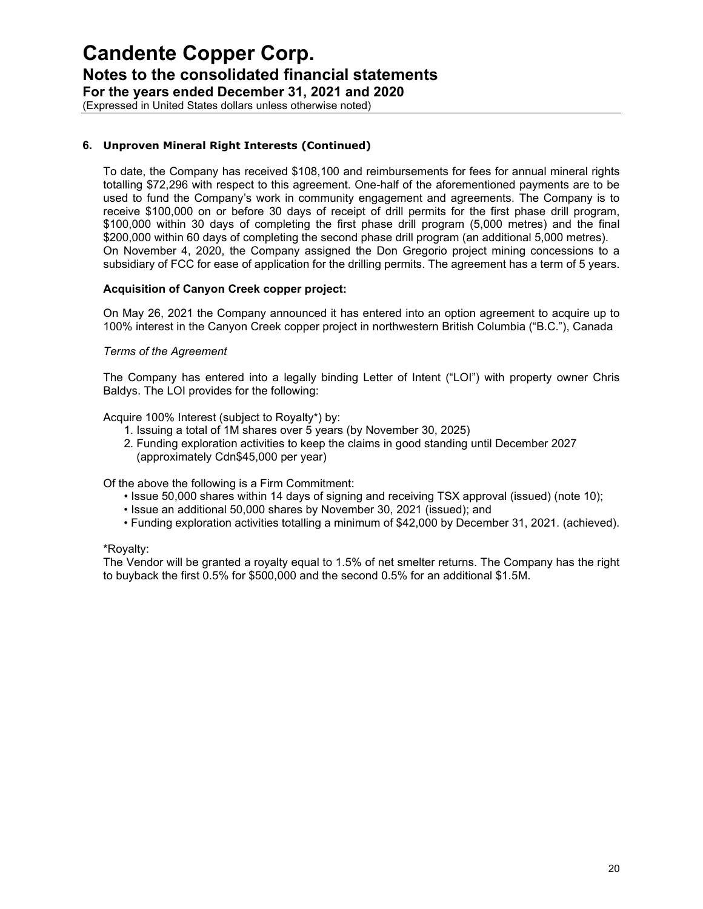### 6. Unproven Mineral Right Interests (Continued)

To date, the Company has received $108,100 and reimbursements for fees for annual mineral rights totalling $72,296 with respect to this agreement. One-half of the aforementioned payments are to be used to fund the Company's work in community engagement and agreements. The Company is to receive $100,000 on or before 30 days of receipt of drill permits for the first phase drill program, $100,000 within 30 days of completing the first phase drill program (5,000 metres) and the final $200,000 within 60 days of completing the second phase drill program (an additional 5,000 metres). On November 4, 2020, the Company assigned the Don Gregorio project mining concessions to a subsidiary of FCC for ease of application for the drilling permits. The agreement has a term of 5 years.

**Acquisition of Canyon Creek copper project:**

On May 26, 2021 the Company announced it has entered into an option agreement to acquire up to 100% interest in the Canyon Creek copper project in northwestern British Columbia ("B.C."), Canada

*Terms of the Agreement*

The Company has entered into a legally binding Letter of Intent ("LOI") with property owner Chris Baldys. The LOI provides for the following:

Acquire 100% Interest (subject to Royalty*) by:

1. Issuing a total of 1M shares over 5 years (by November 30, 2025)
2. Funding exploration activities to keep the claims in good standing until December 2027 (approximately Cdn$45,000 per year)

Of the above the following is a Firm Commitment:

- Issue 50,000 shares within 14 days of signing and receiving TSX approval (issued) (note 10);
- Issue an additional 50,000 shares by November 30, 2021 (issued); and
- Funding exploration activities totalling a minimum of $42,000 by December 31, 2021. (achieved).

*Royalty:

The Vendor will be granted a royalty equal to 1.5% of net smelter returns. The Company has the right to buyback the first 0.5% for $500,000 and the second 0.5% for an additional $1.5M.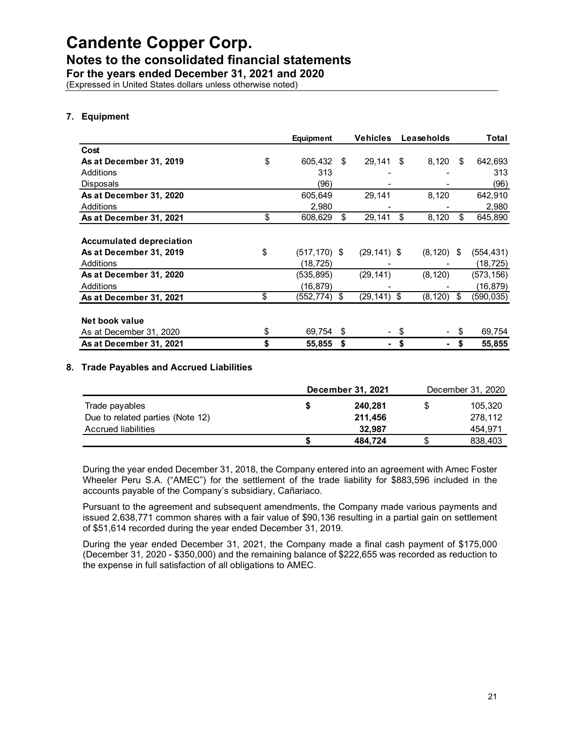# Candente Copper Corp.

## Notes to the consolidated financial statements

### For the years ended December 31, 2021 and 2020

(Expressed in United States dollars unless otherwise noted)

## 7. Equipment

| | Equipment | Vehicles | Leaseholds | Total |
|---|---|---|---|---|
| **Cost** | | | | |
| **As at December 31, 2019** | $ 605,432 | $ 29,141 | $ 8,120 | $ 642,693 |
| Additions | 313 | - | - | 313 |
| Disposals | (96) | - | - | (96) |
| **As at December 31, 2020** | 605,649 | 29,141 | 8,120 | 642,910 |
| Additions | 2,980 | - | - | 2,980 |
| **As at December 31, 2021** | $ 608,629 | $ 29,141 | $ 8,120 | $ 645,890 |
| | | | | |
| **Accumulated depreciation** | | | | |
| **As at December 31, 2019** | $ (517,170) | $ (29,141) | $ (8,120) | $ (554,431) |
| Additions | (18,725) | - | - | (18,725) |
| **As at December 31, 2020** | (535,895) | (29,141) | (8,120) | (573,156) |
| Additions | (16,879) | - | - | (16,879) |
| **As at December 31, 2021** | $ (552,774) | $ (29,141) | $ (8,120) | $ (590,035) |
| | | | | |
| **Net book value** | | | | |
| As at December 31, 2020 | $ 69,754 | $ - | $ - | $ 69,754 |
| **As at December 31, 2021** | **$ 55,855** | **$ -** | **$ -** | **$ 55,855** |

## 8. Trade Payables and Accrued Liabilities

| | December 31, 2021 | December 31, 2020 |
|---|---|---|
| Trade payables | **$ 240,281** | $ 105,320 |
| Due to related parties (Note 12) | **211,456** | 278,112 |
| Accrued liabilities | **32,987** | 454,971 |
| | **$ 484,724** | $ 838,403 |

During the year ended December 31, 2018, the Company entered into an agreement with Amec Foster Wheeler Peru S.A. ("AMEC") for the settlement of the trade liability for $883,596 included in the accounts payable of the Company's subsidiary, Cañariaco.

Pursuant to the agreement and subsequent amendments, the Company made various payments and issued 2,638,771 common shares with a fair value of $90,136 resulting in a partial gain on settlement of $51,614 recorded during the year ended December 31, 2019.

During the year ended December 31, 2021, the Company made a final cash payment of $175,000 (December 31, 2020 - $350,000) and the remaining balance of $222,655 was recorded as reduction to the expense in full satisfaction of all obligations to AMEC.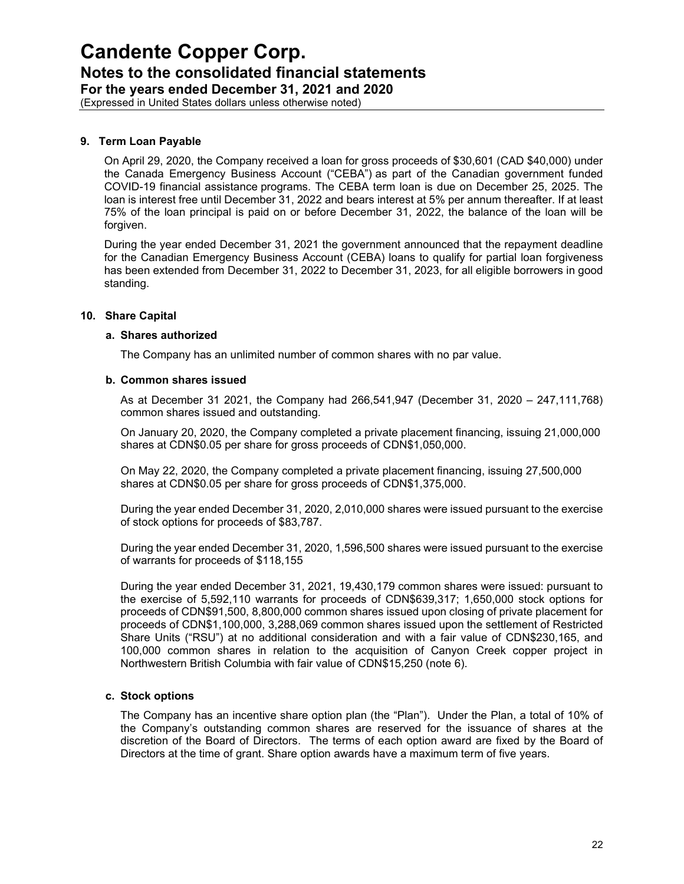## 9. Term Loan Payable

On April 29, 2020, the Company received a loan for gross proceeds of $30,601 (CAD $40,000) under the Canada Emergency Business Account ("CEBA") as part of the Canadian government funded COVID-19 financial assistance programs. The CEBA term loan is due on December 25, 2025. The loan is interest free until December 31, 2022 and bears interest at 5% per annum thereafter. If at least 75% of the loan principal is paid on or before December 31, 2022, the balance of the loan will be forgiven.

During the year ended December 31, 2021 the government announced that the repayment deadline for the Canadian Emergency Business Account (CEBA) loans to qualify for partial loan forgiveness has been extended from December 31, 2022 to December 31, 2023, for all eligible borrowers in good standing.

## 10. Share Capital

### a. Shares authorized

The Company has an unlimited number of common shares with no par value.

### b. Common shares issued

As at December 31 2021, the Company had 266,541,947 (December 31, 2020 – 247,111,768) common shares issued and outstanding.

On January 20, 2020, the Company completed a private placement financing, issuing 21,000,000 shares at CDN$0.05 per share for gross proceeds of CDN$1,050,000.

On May 22, 2020, the Company completed a private placement financing, issuing 27,500,000 shares at CDN$0.05 per share for gross proceeds of CDN$1,375,000.

During the year ended December 31, 2020, 2,010,000 shares were issued pursuant to the exercise of stock options for proceeds of $83,787.

During the year ended December 31, 2020, 1,596,500 shares were issued pursuant to the exercise of warrants for proceeds of $118,155

During the year ended December 31, 2021, 19,430,179 common shares were issued: pursuant to the exercise of 5,592,110 warrants for proceeds of CDN$639,317; 1,650,000 stock options for proceeds of CDN$91,500, 8,800,000 common shares issued upon closing of private placement for proceeds of CDN$1,100,000, 3,288,069 common shares issued upon the settlement of Restricted Share Units ("RSU") at no additional consideration and with a fair value of CDN$230,165, and 100,000 common shares in relation to the acquisition of Canyon Creek copper project in Northwestern British Columbia with fair value of CDN$15,250 (note 6).

### c. Stock options

The Company has an incentive share option plan (the "Plan"). Under the Plan, a total of 10% of the Company's outstanding common shares are reserved for the issuance of shares at the discretion of the Board of Directors. The terms of each option award are fixed by the Board of Directors at the time of grant. Share option awards have a maximum term of five years.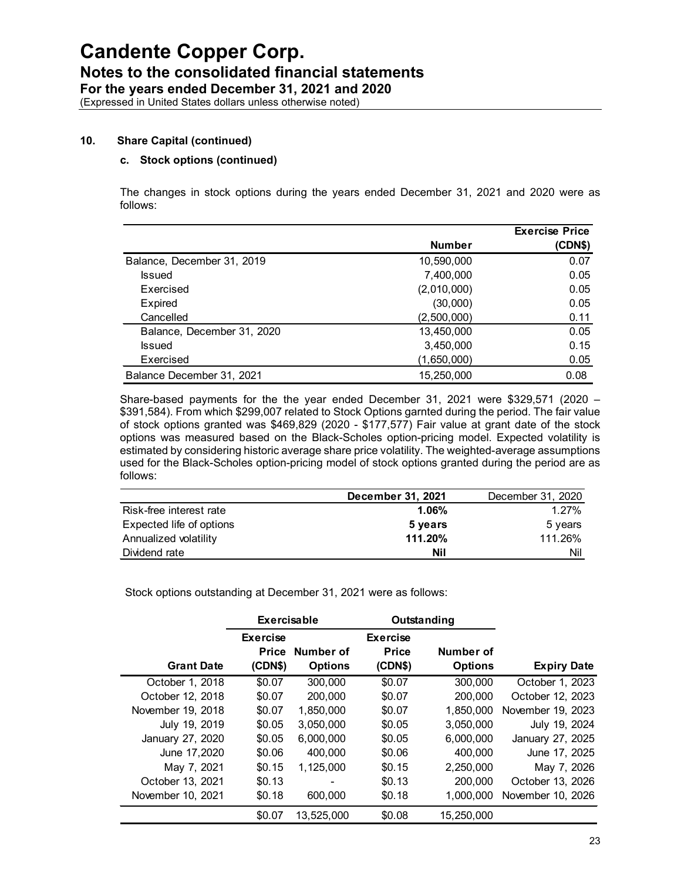# Candente Copper Corp.

## Notes to the consolidated financial statements

### For the years ended December 31, 2021 and 2020

(Expressed in United States dollars unless otherwise noted)

**10. Share Capital (continued)**

**c. Stock options (continued)**

The changes in stock options during the years ended December 31, 2021 and 2020 were as follows:

| | Number | Exercise Price (CDN$) |
|---|---|---|
| Balance, December 31, 2019 | 10,590,000 | 0.07 |
| Issued | 7,400,000 | 0.05 |
| Exercised | (2,010,000) | 0.05 |
| Expired | (30,000) | 0.05 |
| Cancelled | (2,500,000) | 0.11 |
| Balance, December 31, 2020 | 13,450,000 | 0.05 |
| Issued | 3,450,000 | 0.15 |
| Exercised | (1,650,000) | 0.05 |
| Balance December 31, 2021 | 15,250,000 | 0.08 |

Share-based payments for the the year ended December 31, 2021 were $329,571 (2020 – $391,584). From which $299,007 related to Stock Options garnted during the period. The fair value of stock options granted was $469,829 (2020 - $177,577) Fair value at grant date of the stock options was measured based on the Black-Scholes option-pricing model. Expected volatility is estimated by considering historic average share price volatility. The weighted-average assumptions used for the Black-Scholes option-pricing model of stock options granted during the period are as follows:

| | **December 31, 2021** | December 31, 2020 |
|---|---|---|
| Risk-free interest rate | **1.06%** | 1.27% |
| Expected life of options | **5 years** | 5 years |
| Annualized volatility | **111.20%** | 111.26% |
| Dividend rate | **Nil** | Nil |

Stock options outstanding at December 31, 2021 were as follows:

| | Exercisable | | Outstanding | | |
|---|---|---|---|---|---|
| Grant Date | Exercise Price (CDN$) | Number of Options | Exercise Price (CDN$) | Number of Options | Expiry Date |
| October 1, 2018 | $0.07 | 300,000 | $0.07 | 300,000 | October 1, 2023 |
| October 12, 2018 | $0.07 | 200,000 | $0.07 | 200,000 | October 12, 2023 |
| November 19, 2018 | $0.07 | 1,850,000 | $0.07 | 1,850,000 | November 19, 2023 |
| July 19, 2019 | $0.05 | 3,050,000 | $0.05 | 3,050,000 | July 19, 2024 |
| January 27, 2020 | $0.05 | 6,000,000 | $0.05 | 6,000,000 | January 27, 2025 |
| June 17,2020 | $0.06 | 400,000 | $0.06 | 400,000 | June 17, 2025 |
| May 7, 2021 | $0.15 | 1,125,000 | $0.15 | 2,250,000 | May 7, 2026 |
| October 13, 2021 | $0.13 | - | $0.13 | 200,000 | October 13, 2026 |
| November 10, 2021 | $0.18 | 600,000 | $0.18 | 1,000,000 | November 10, 2026 |
| | $0.07 | 13,525,000 | $0.08 | 15,250,000 | |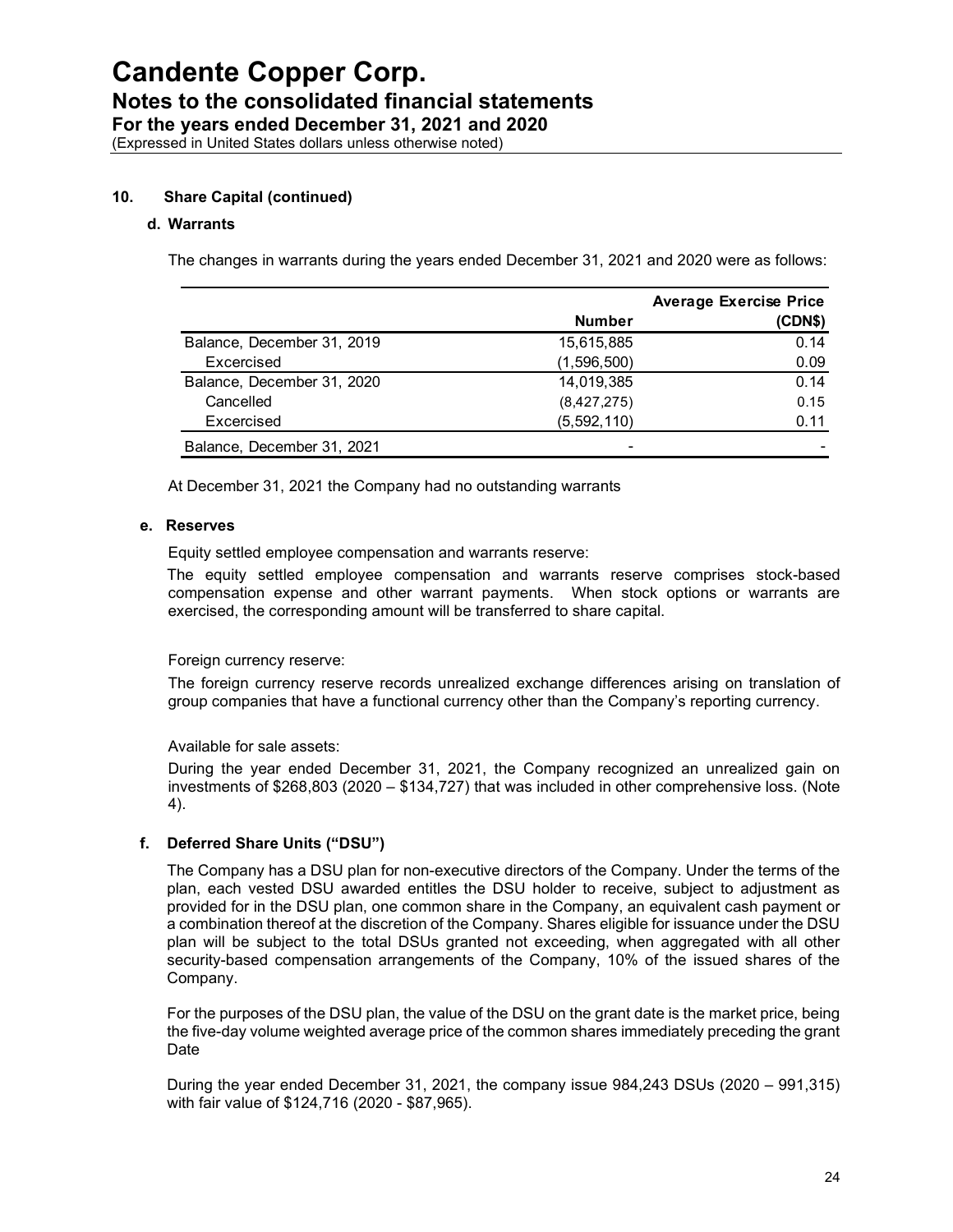## 10. Share Capital (continued)

### d. Warrants

The changes in warrants during the years ended December 31, 2021 and 2020 were as follows:

| | Number | Average Exercise Price (CDN$) |
|---|---|---|
| Balance, December 31, 2019 | 15,615,885 | 0.14 |
| Excercised | (1,596,500) | 0.09 |
| Balance, December 31, 2020 | 14,019,385 | 0.14 |
| Cancelled | (8,427,275) | 0.15 |
| Excercised | (5,592,110) | 0.11 |
| Balance, December 31, 2021 | - | - |

At December 31, 2021 the Company had no outstanding warrants

### e. Reserves

Equity settled employee compensation and warrants reserve:

The equity settled employee compensation and warrants reserve comprises stock-based compensation expense and other warrant payments. When stock options or warrants are exercised, the corresponding amount will be transferred to share capital.

Foreign currency reserve:

The foreign currency reserve records unrealized exchange differences arising on translation of group companies that have a functional currency other than the Company's reporting currency.

Available for sale assets:

During the year ended December 31, 2021, the Company recognized an unrealized gain on investments of $268,803 (2020 – $134,727) that was included in other comprehensive loss. (Note 4).

### f. Deferred Share Units ("DSU")

The Company has a DSU plan for non-executive directors of the Company. Under the terms of the plan, each vested DSU awarded entitles the DSU holder to receive, subject to adjustment as provided for in the DSU plan, one common share in the Company, an equivalent cash payment or a combination thereof at the discretion of the Company. Shares eligible for issuance under the DSU plan will be subject to the total DSUs granted not exceeding, when aggregated with all other security-based compensation arrangements of the Company, 10% of the issued shares of the Company.

For the purposes of the DSU plan, the value of the DSU on the grant date is the market price, being the five-day volume weighted average price of the common shares immediately preceding the grant Date

During the year ended December 31, 2021, the company issue 984,243 DSUs (2020 – 991,315) with fair value of $124,716 (2020 - $87,965).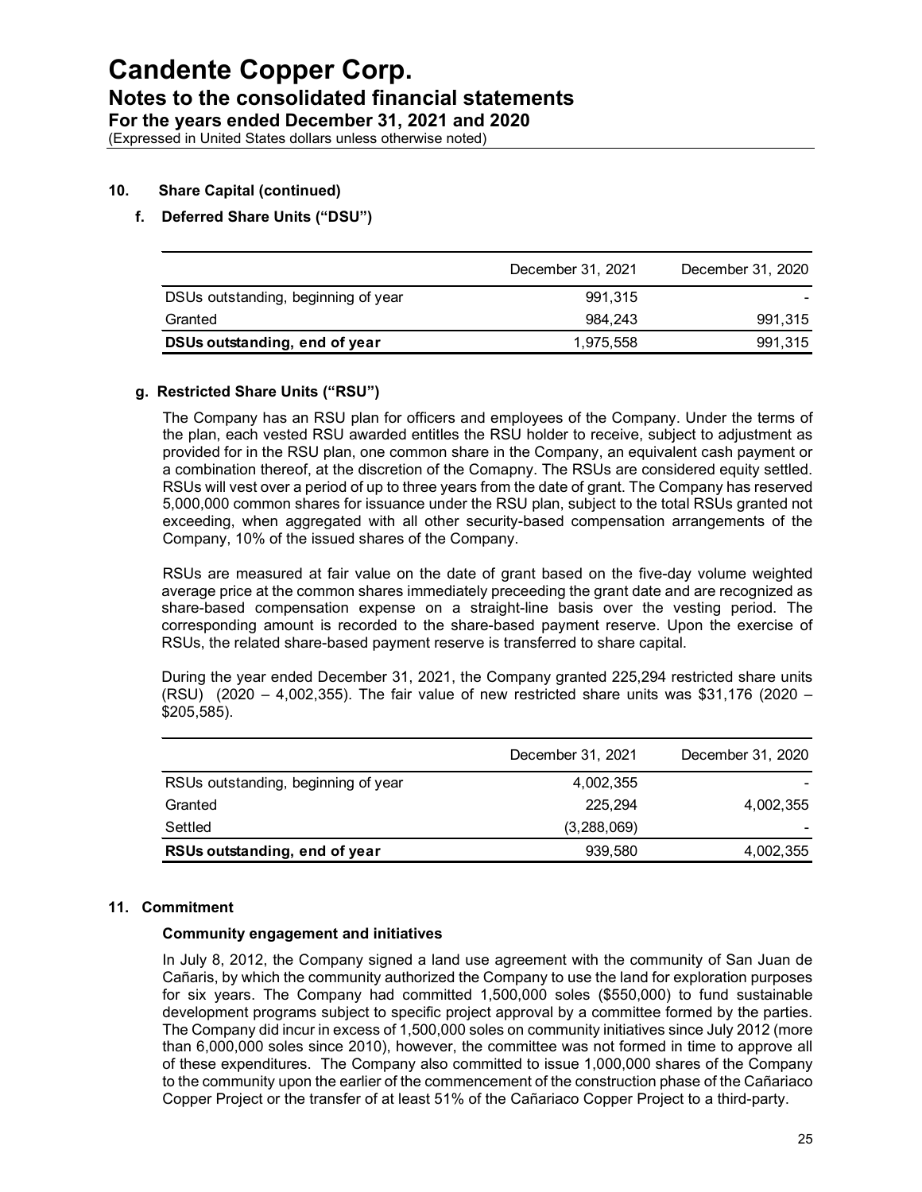### 10. Share Capital (continued)

#### f. Deferred Share Units ("DSU")

| | December 31, 2021 | December 31, 2020 |
|---|---|---|
| DSUs outstanding, beginning of year | 991,315 | - |
| Granted | 984,243 | 991,315 |
| **DSUs outstanding, end of year** | 1,975,558 | 991,315 |

#### g. Restricted Share Units ("RSU")

The Company has an RSU plan for officers and employees of the Company. Under the terms of the plan, each vested RSU awarded entitles the RSU holder to receive, subject to adjustment as provided for in the RSU plan, one common share in the Company, an equivalent cash payment or a combination thereof, at the discretion of the Comapny. The RSUs are considered equity settled. RSUs will vest over a period of up to three years from the date of grant. The Company has reserved 5,000,000 common shares for issuance under the RSU plan, subject to the total RSUs granted not exceeding, when aggregated with all other security-based compensation arrangements of the Company, 10% of the issued shares of the Company.

RSUs are measured at fair value on the date of grant based on the five-day volume weighted average price at the common shares immediately preceeding the grant date and are recognized as share-based compensation expense on a straight-line basis over the vesting period. The corresponding amount is recorded to the share-based payment reserve. Upon the exercise of RSUs, the related share-based payment reserve is transferred to share capital.

During the year ended December 31, 2021, the Company granted 225,294 restricted share units (RSU) (2020 – 4,002,355). The fair value of new restricted share units was $31,176 (2020 – $205,585).

| | December 31, 2021 | December 31, 2020 |
|---|---|---|
| RSUs outstanding, beginning of year | 4,002,355 | - |
| Granted | 225,294 | 4,002,355 |
| Settled | (3,288,069) | - |
| **RSUs outstanding, end of year** | 939,580 | 4,002,355 |

### 11. Commitment

**Community engagement and initiatives**

In July 8, 2012, the Company signed a land use agreement with the community of San Juan de Cañaris, by which the community authorized the Company to use the land for exploration purposes for six years. The Company had committed 1,500,000 soles ($550,000) to fund sustainable development programs subject to specific project approval by a committee formed by the parties. The Company did incur in excess of 1,500,000 soles on community initiatives since July 2012 (more than 6,000,000 soles since 2010), however, the committee was not formed in time to approve all of these expenditures. The Company also committed to issue 1,000,000 shares of the Company to the community upon the earlier of the commencement of the construction phase of the Cañariaco Copper Project or the transfer of at least 51% of the Cañariaco Copper Project to a third-party.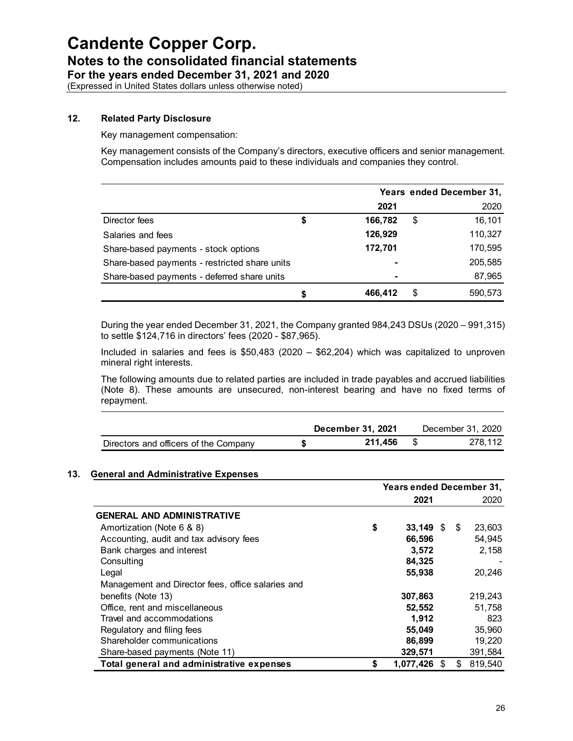# Candente Copper Corp.

## Notes to the consolidated financial statements

### For the years ended December 31, 2021 and 2020

(Expressed in United States dollars unless otherwise noted)

### 12. Related Party Disclosure

Key management compensation:

Key management consists of the Company's directors, executive officers and senior management. Compensation includes amounts paid to these individuals and companies they control.

| | Years ended December 31, 2021 | 2020 |
|---|---|---|
| Director fees | **$ 166,782** | $ 16,101 |
| Salaries and fees | **126,929** | 110,327 |
| Share-based payments - stock options | **172,701** | 170,595 |
| Share-based payments - restricted share units | **-** | 205,585 |
| Share-based payments - deferred share units | **-** | 87,965 |
| | **$ 466,412** | $ 590,573 |

During the year ended December 31, 2021, the Company granted 984,243 DSUs (2020 – 991,315) to settle $124,716 in directors' fees (2020 - $87,965).

Included in salaries and fees is $50,483 (2020 – $62,204) which was capitalized to unproven mineral right interests.

The following amounts due to related parties are included in trade payables and accrued liabilities (Note 8). These amounts are unsecured, non-interest bearing and have no fixed terms of repayment.

| | December 31, 2021 | December 31, 2020 |
|---|---|---|
| Directors and officers of the Company | **$ 211,456** | $ 278,112 |

### 13. General and Administrative Expenses

| | Years ended December 31, 2021 | 2020 |
|---|---|---|
| **GENERAL AND ADMINISTRATIVE** | | |
| Amortization (Note 6 & 8) | **$ 33,149** | $ 23,603 |
| Accounting, audit and tax advisory fees | **66,596** | 54,945 |
| Bank charges and interest | **3,572** | 2,158 |
| Consulting | **84,325** | - |
| Legal | **55,938** | 20,246 |
| Management and Director fees, office salaries and benefits (Note 13) | **307,863** | 219,243 |
| Office, rent and miscellaneous | **52,552** | 51,758 |
| Travel and accommodations | **1,912** | 823 |
| Regulatory and filing fees | **55,049** | 35,960 |
| Shareholder communications | **86,899** | 19,220 |
| Share-based payments (Note 11) | **329,571** | 391,584 |
| **Total general and administrative expenses** | **$ 1,077,426** | $ 819,540 |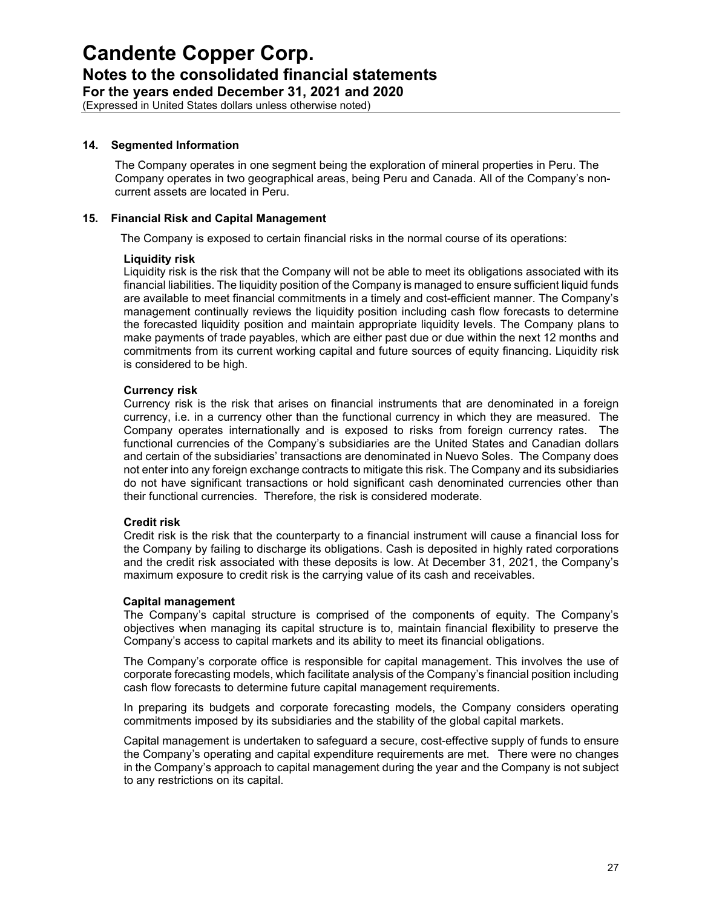## 14. Segmented Information

The Company operates in one segment being the exploration of mineral properties in Peru. The Company operates in two geographical areas, being Peru and Canada. All of the Company's non-current assets are located in Peru.

## 15. Financial Risk and Capital Management

The Company is exposed to certain financial risks in the normal course of its operations:

**Liquidity risk**

Liquidity risk is the risk that the Company will not be able to meet its obligations associated with its financial liabilities. The liquidity position of the Company is managed to ensure sufficient liquid funds are available to meet financial commitments in a timely and cost-efficient manner. The Company's management continually reviews the liquidity position including cash flow forecasts to determine the forecasted liquidity position and maintain appropriate liquidity levels. The Company plans to make payments of trade payables, which are either past due or due within the next 12 months and commitments from its current working capital and future sources of equity financing. Liquidity risk is considered to be high.

**Currency risk**

Currency risk is the risk that arises on financial instruments that are denominated in a foreign currency, i.e. in a currency other than the functional currency in which they are measured. The Company operates internationally and is exposed to risks from foreign currency rates. The functional currencies of the Company's subsidiaries are the United States and Canadian dollars and certain of the subsidiaries' transactions are denominated in Nuevo Soles. The Company does not enter into any foreign exchange contracts to mitigate this risk. The Company and its subsidiaries do not have significant transactions or hold significant cash denominated currencies other than their functional currencies. Therefore, the risk is considered moderate.

**Credit risk**

Credit risk is the risk that the counterparty to a financial instrument will cause a financial loss for the Company by failing to discharge its obligations. Cash is deposited in highly rated corporations and the credit risk associated with these deposits is low. At December 31, 2021, the Company's maximum exposure to credit risk is the carrying value of its cash and receivables.

**Capital management**

The Company's capital structure is comprised of the components of equity. The Company's objectives when managing its capital structure is to, maintain financial flexibility to preserve the Company's access to capital markets and its ability to meet its financial obligations.

The Company's corporate office is responsible for capital management. This involves the use of corporate forecasting models, which facilitate analysis of the Company's financial position including cash flow forecasts to determine future capital management requirements.

In preparing its budgets and corporate forecasting models, the Company considers operating commitments imposed by its subsidiaries and the stability of the global capital markets.

Capital management is undertaken to safeguard a secure, cost-effective supply of funds to ensure the Company's operating and capital expenditure requirements are met. There were no changes in the Company's approach to capital management during the year and the Company is not subject to any restrictions on its capital.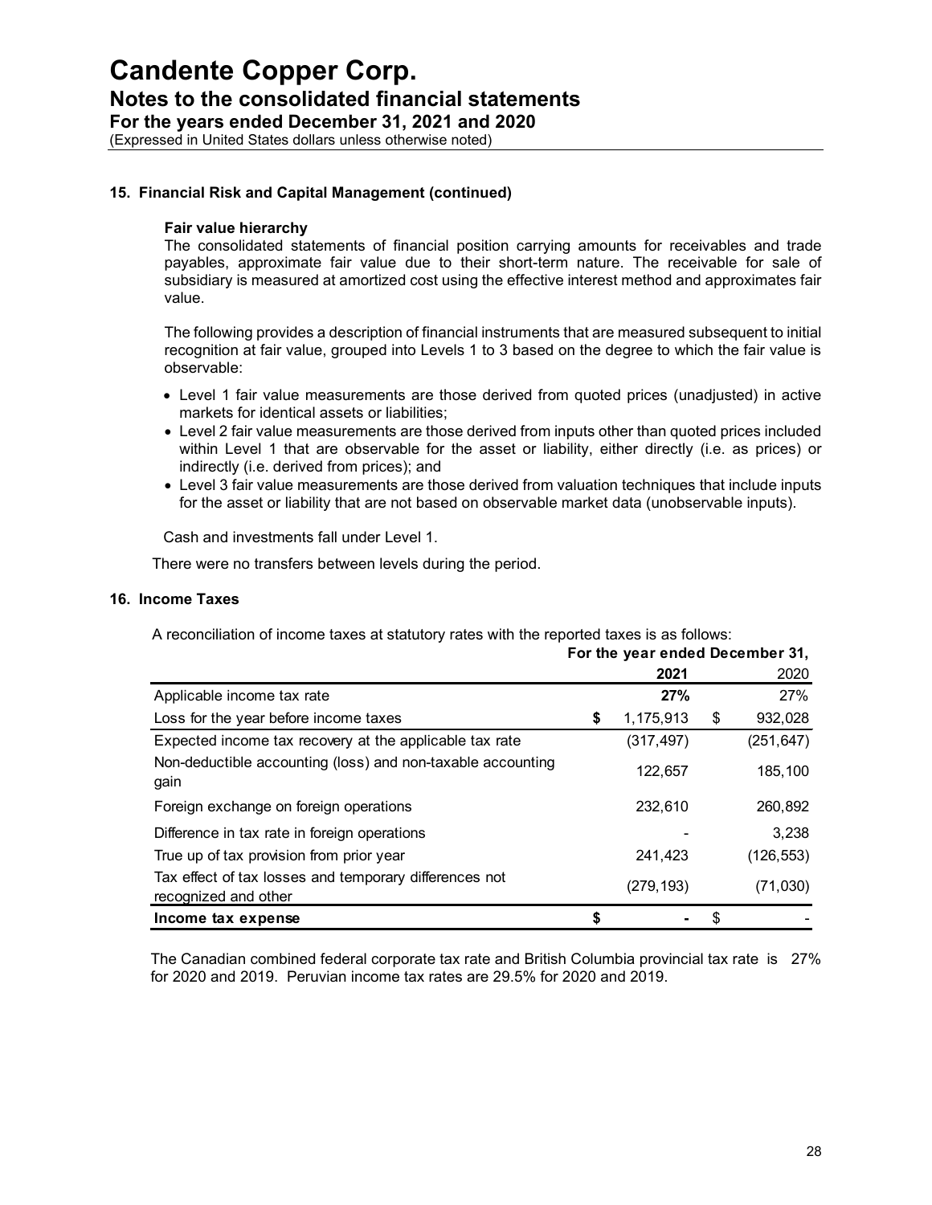# Candente Copper Corp.

## Notes to the consolidated financial statements

### For the years ended December 31, 2021 and 2020

(Expressed in United States dollars unless otherwise noted)

### 15. Financial Risk and Capital Management (continued)

**Fair value hierarchy**

The consolidated statements of financial position carrying amounts for receivables and trade payables, approximate fair value due to their short-term nature. The receivable for sale of subsidiary is measured at amortized cost using the effective interest method and approximates fair value.

The following provides a description of financial instruments that are measured subsequent to initial recognition at fair value, grouped into Levels 1 to 3 based on the degree to which the fair value is observable:

- Level 1 fair value measurements are those derived from quoted prices (unadjusted) in active markets for identical assets or liabilities;
- Level 2 fair value measurements are those derived from inputs other than quoted prices included within Level 1 that are observable for the asset or liability, either directly (i.e. as prices) or indirectly (i.e. derived from prices); and
- Level 3 fair value measurements are those derived from valuation techniques that include inputs for the asset or liability that are not based on observable market data (unobservable inputs).

Cash and investments fall under Level 1.

There were no transfers between levels during the period.

### 16. Income Taxes

A reconciliation of income taxes at statutory rates with the reported taxes is as follows:

| | For the year ended December 31, | |
|---|---|---|
| | **2021** | 2020 |
| Applicable income tax rate | **27%** | 27% |
| Loss for the year before income taxes | $ 1,175,913 | $ 932,028 |
| Expected income tax recovery at the applicable tax rate | (317,497) | (251,647) |
| Non-deductible accounting (loss) and non-taxable accounting gain | 122,657 | 185,100 |
| Foreign exchange on foreign operations | 232,610 | 260,892 |
| Difference in tax rate in foreign operations | - | 3,238 |
| True up of tax provision from prior year | 241,423 | (126,553) |
| Tax effect of tax losses and temporary differences not recognized and other | (279,193) | (71,030) |
| **Income tax expense** | **$ -** | $ - |

The Canadian combined federal corporate tax rate and British Columbia provincial tax rate is 27% for 2020 and 2019. Peruvian income tax rates are 29.5% for 2020 and 2019.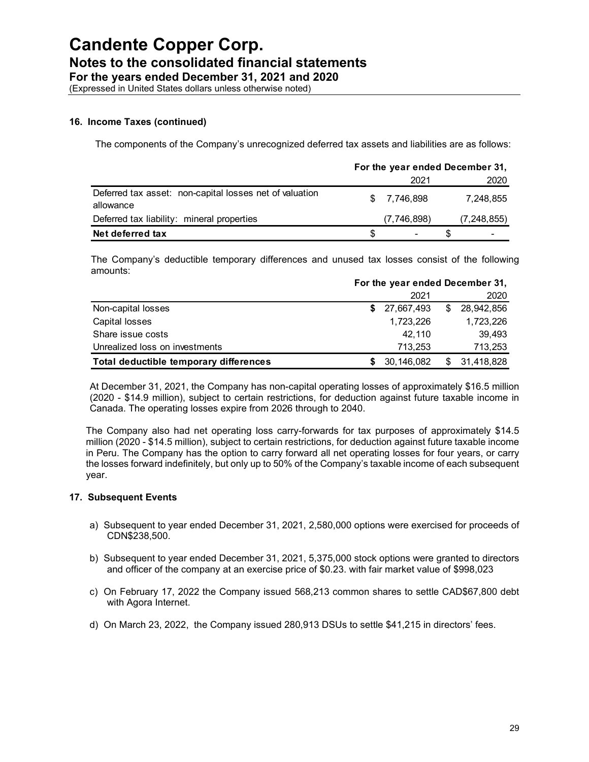# Candente Copper Corp.
## Notes to the consolidated financial statements
### For the years ended December 31, 2021 and 2020
(Expressed in United States dollars unless otherwise noted)

#### 16. Income Taxes (continued)

The components of the Company's unrecognized deferred tax assets and liabilities are as follows:

| | For the year ended December 31, | |
|---|---|---|
| | 2021 | 2020 |
| Deferred tax asset: non-capital losses net of valuation allowance | $ 7,746,898 | 7,248,855 |
| Deferred tax liability: mineral properties | (7,746,898) | (7,248,855) |
| **Net deferred tax** | $ - | $ - |

The Company's deductible temporary differences and unused tax losses consist of the following amounts:

| | For the year ended December 31, | |
|---|---|---|
| | 2021 | 2020 |
| Non-capital losses | **$** 27,667,493 | $ 28,942,856 |
| Capital losses | 1,723,226 | 1,723,226 |
| Share issue costs | 42,110 | 39,493 |
| Unrealized loss on investments | 713,253 | 713,253 |
| **Total deductible temporary differences** | **$** 30,146,082 | $ 31,418,828 |

At December 31, 2021, the Company has non-capital operating losses of approximately $16.5 million (2020 - $14.9 million), subject to certain restrictions, for deduction against future taxable income in Canada. The operating losses expire from 2026 through to 2040.

The Company also had net operating loss carry-forwards for tax purposes of approximately $14.5 million (2020 - $14.5 million), subject to certain restrictions, for deduction against future taxable income in Peru. The Company has the option to carry forward all net operating losses for four years, or carry the losses forward indefinitely, but only up to 50% of the Company's taxable income of each subsequent year.

#### 17. Subsequent Events

a) Subsequent to year ended December 31, 2021, 2,580,000 options were exercised for proceeds of CDN$238,500.

b) Subsequent to year ended December 31, 2021, 5,375,000 stock options were granted to directors and officer of the company at an exercise price of $0.23. with fair market value of $998,023

c) On February 17, 2022 the Company issued 568,213 common shares to settle CAD$67,800 debt with Agora Internet.

d) On March 23, 2022, the Company issued 280,913 DSUs to settle $41,215 in directors' fees.